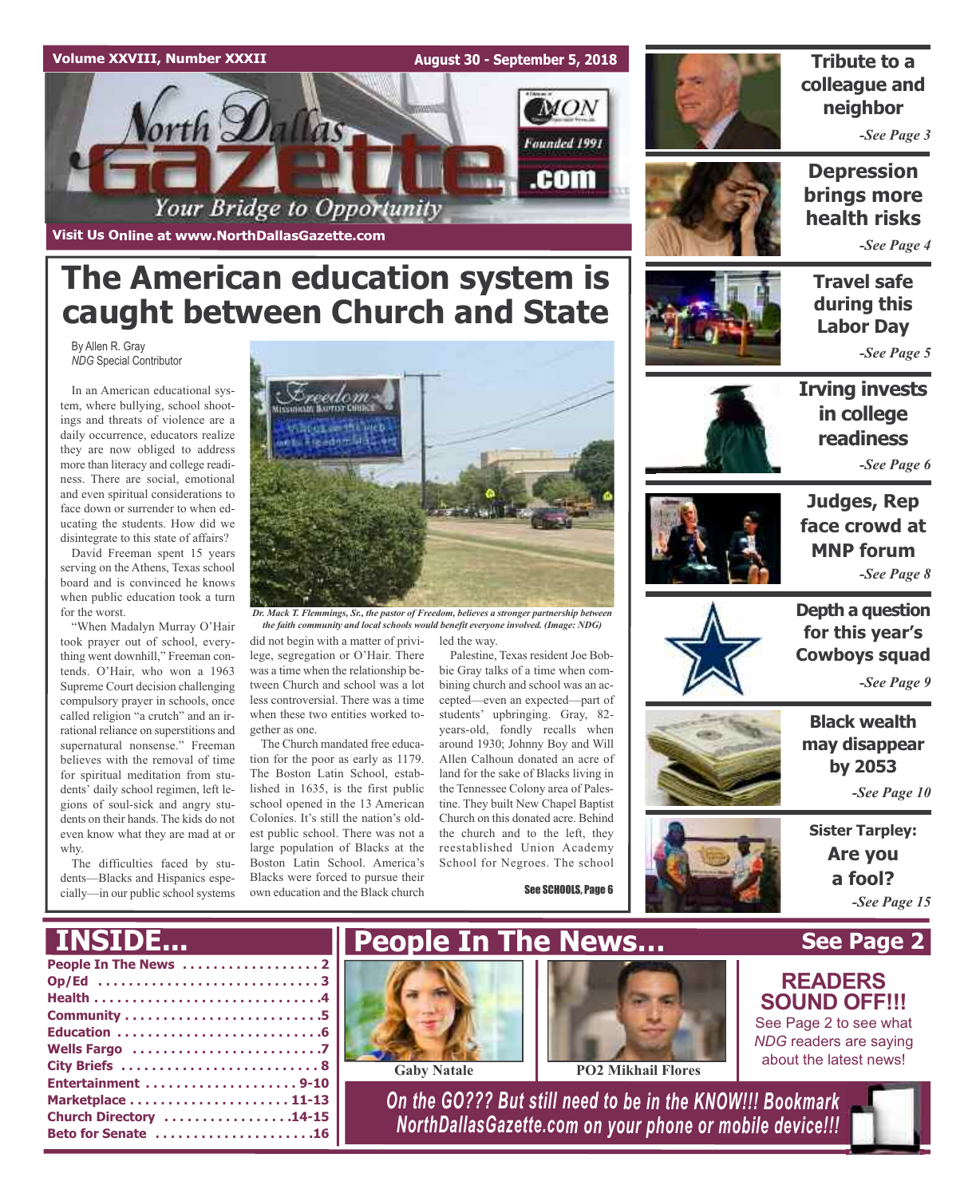Volume XXVIII, Number XXXII — August 30 - September 5, 2018

# North Dallas Gazette

Your Bridge to Opportunity

Founded 1991

Visit Us Online at www.NorthDallasGazette.com

# The American education system is caught between Church and State

By Allen R. Gray
*NDG* Special Contributor

In an American educational system, where bullying, school shootings and threats of violence are a daily occurrence, educators realize they are now obliged to address more than literacy and college readiness. There are social, emotional and even spiritual considerations to face down or surrender to when educating the students. How did we disintegrate to this state of affairs?

David Freeman spent 15 years serving on the Athens, Texas school board and is convinced he knows when public education took a turn for the worst.

"When Madalyn Murray O'Hair took prayer out of school, everything went downhill," Freeman contends. O'Hair, who won a 1963 Supreme Court decision challenging compulsory prayer in schools, once called religion "a crutch" and an irrational reliance on superstitions and supernatural nonsense." Freeman believes with the removal of time for spiritual meditation from students' daily school regimen, left legions of soul-sick and angry students on their hands. The kids do not even know what they are mad at or why.

The difficulties faced by students—Blacks and Hispanics especially—in our public school systems did not begin with a matter of privilege, segregation or O'Hair. There was a time when the relationship between Church and school was a lot less controversial. There was a time when these two entities worked together as one.

*Dr. Mack T. Flemmings, Sr., the pastor of Freedom, believes a stronger partnership between the faith community and local schools would benefit everyone involved. (Image: NDG)*

The Church mandated free education for the poor as early as 1179. The Boston Latin School, established in 1635, is the first public school opened in the 13 American Colonies. It's still the nation's oldest public school. There was not a large population of Blacks at the Boston Latin School. America's Blacks were forced to pursue their own education and the Black church led the way.

Palestine, Texas resident Joe Bobbie Gray talks of a time when combining church and school was an accepted—even an expected—part of students' upbringing. Gray, 82-years-old, fondly recalls when around 1930; Johnny Boy and Will Allen Calhoun donated an acre of land for the sake of Blacks living in the Tennessee Colony area of Palestine. They built New Chapel Baptist Church on this donated acre. Behind the church and to the left, they reestablished Union Academy School for Negroes. The school

See SCHOOLS, Page 6

**Tribute to a colleague and neighbor** -See Page 3

**Depression brings more health risks** -See Page 4

**Travel safe during this Labor Day** -See Page 5

**Irving invests in college readiness** -See Page 6

**Judges, Rep face crowd at MNP forum** -See Page 8

**Depth a question for this year's Cowboys squad** -See Page 9

**Black wealth may disappear by 2053** -See Page 10

**Sister Tarpley: Are you a fool?** -See Page 15

## INSIDE...

- People In The News .................. 2
- Op/Ed .................. 3
- Health .................. 4
- Community .................. 5
- Education .................. 6
- Wells Fargo .................. 7
- City Briefs .................. 8
- Entertainment .................. 9-10
- Marketplace .................. 11-13
- Church Directory .................. 14-15
- Beto for Senate .................. 16

## People In The News... See Page 2

Gaby Natale — PO2 Mikhail Flores

**READERS SOUND OFF!!!**
See Page 2 to see what *NDG* readers are saying about the latest news!

*On the GO??? But still need to be in the KNOW!!! Bookmark NorthDallasGazette.com on your phone or mobile device!!!*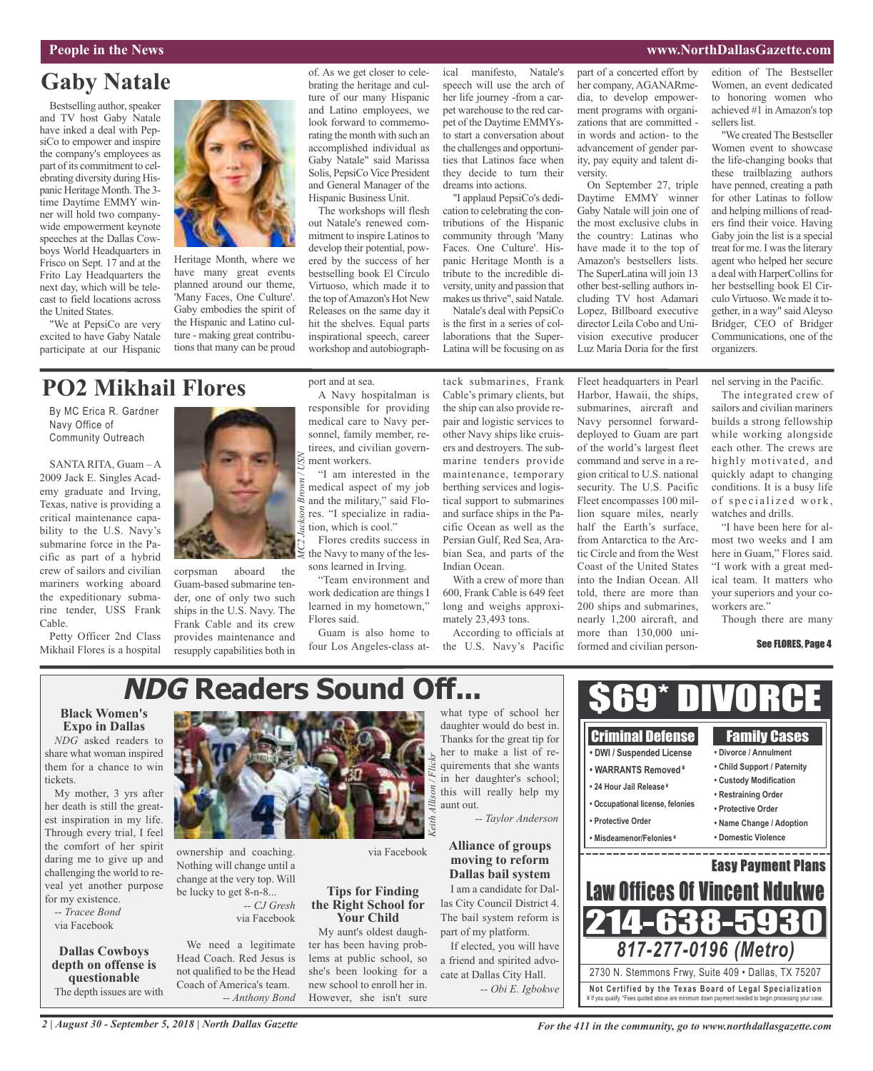# Gaby Natale

Bestselling author, speaker and TV host Gaby Natale have inked a deal with PepsiCo to empower and inspire the company's employees as part of its commitment to celebrating diversity during Hispanic Heritage Month. The 3-time Daytime EMMY winner will hold two companywide empowerment keynote speeches at the Dallas Cowboys World Headquarters in Frisco on Sept. 17 and at the Frito Lay Headquarters the next day, which will be telecast to field locations across the United States.

"We at PepsiCo are very excited to have Gaby Natale participate at our Hispanic Heritage Month, where we have many great events planned around our theme, 'Many Faces, One Culture'. Gaby embodies the spirit of the Hispanic and Latino culture - making great contributions that many can be proud of. As we get closer to celebrating the heritage and culture of our many Hispanic and Latino employees, we look forward to commemorating the month with such an accomplished individual as Gaby Natale" said Marissa Solis, PepsiCo Vice President and General Manager of the Hispanic Business Unit.

The workshops will flesh out Natale's renewed commitment to inspire Latinos to develop their potential, powered by the success of her bestselling book El Círculo Virtuoso, which made it to the top of Amazon's Hot New Releases on the same day it hit the shelves. Equal parts inspirational speech, career workshop and autobiographical manifesto, Natale's speech will use the arch of her life journey -from a carpet warehouse to the red carpet of the Daytime EMMYs- to start a conversation about the challenges and opportunities that Latinos face when they decide to turn their dreams into actions.

"I applaud PepsiCo's dedication to celebrating the contributions of the Hispanic community through 'Many Faces. One Culture'. Hispanic Heritage Month is a tribute to the incredible diversity, unity and passion that makes us thrive", said Natale.

Natale's deal with PepsiCo is the first in a series of collaborations that the SuperLatina will be focusing on as part of a concerted effort by her company, AGANARmedia, to develop empowerment programs with organizations that are committed - in words and action- to the advancement of gender parity, pay equity and talent diversity.

On September 27, triple Daytime EMMY winner Gaby Natale will join one of the most exclusive clubs in the country: Latinas who have made it to the top of Amazon's bestsellers lists. The SuperLatina will join 13 other best-selling authors including TV host Adamari Lopez, Billboard executive director Leila Cobo and Univision executive producer Luz María Doria for the first edition of The Bestseller Women, an event dedicated to honoring women who achieved #1 in Amazon's top sellers list.

"We created The Bestseller Women event to showcase the life-changing books that these trailblazing authors have penned, creating a path for other Latinas to follow and helping millions of readers find their voice. Having Gaby join the list is a special treat for me. I was the literary agent who helped her secure a deal with HarperCollins for her bestselling book El Circulo Virtuoso. We made it together, in a way" said Aleyso Bridger, CEO of Bridger Communications, one of the organizers.

# PO2 Mikhail Flores

By MC Erica R. Gardner
Navy Office of
Community Outreach

MC2 Jackson Brown / USN

SANTA RITA, Guam – A 2009 Jack E. Singles Academy graduate and Irving, Texas, native is providing a critical maintenance capability to the U.S. Navy's submarine force in the Pacific as part of a hybrid crew of sailors and civilian mariners working aboard the expeditionary submarine tender, USS Frank Cable.

Petty Officer 2nd Class Mikhail Flores is a hospital corpsman aboard the Guam-based submarine tender, one of only two such ships in the U.S. Navy. The Frank Cable and its crew provides maintenance and resupply capabilities both in port and at sea.

A Navy hospitalman is responsible for providing medical care to Navy personnel, family member, retirees, and civilian government workers.

"I am interested in the medical aspect of my job and the military," said Flores. "I specialize in radiation, which is cool."

Flores credits success in the Navy to many of the lessons learned in Irving.

"Team environment and work dedication are things I learned in my hometown," Flores said.

Guam is also home to four Los Angeles-class attack submarines, Frank Cable's primary clients, but the ship can also provide repair and logistic services to other Navy ships like cruisers and destroyers. The submarine tenders provide maintenance, temporary berthing services and logistical support to submarines and surface ships in the Pacific Ocean as well as the Persian Gulf, Red Sea, Arabian Sea, and parts of the Indian Ocean.

With a crew of more than 600, Frank Cable is 649 feet long and weighs approximately 23,493 tons.

According to officials at the U.S. Navy's Pacific Fleet headquarters in Pearl Harbor, Hawaii, the ships, submarines, aircraft and Navy personnel forward-deployed to Guam are part of the world's largest fleet command and serve in a region critical to U.S. national security. The U.S. Pacific Fleet encompasses 100 million square miles, nearly half the Earth's surface, from Antarctica to the Arctic Circle and from the West Coast of the United States into the Indian Ocean. All told, there are more than 200 ships and submarines, nearly 1,200 aircraft, and more than 130,000 uniformed and civilian personnel serving in the Pacific.

The integrated crew of sailors and civilian mariners builds a strong fellowship while working alongside each other. The crews are highly motivated, and quickly adapt to changing conditions. It is a busy life of specialized work, watches and drills.

"I have been here for almost two weeks and I am here in Guam," Flores said. "I work with a great medical team. It matters who your superiors and your coworkers are."

Though there are many

**See FLORES, Page 4**

# *NDG* Readers Sound Off...

### Black Women's Expo in Dallas

*NDG* asked readers to share what woman inspired them for a chance to win tickets.

My mother, 3 yrs after her death is still the greatest inspiration in my life. Through every trial, I feel the comfort of her spirit daring me to give up and challenging the world to reveal yet another purpose for my existence.

*-- Tracee Bond*
via Facebook

### Dallas Cowboys depth on offense is questionable

The depth issues are with ownership and coaching. Nothing will change until a change at the very top. Will be lucky to get 8-n-8...

*-- CJ Gresh*
via Facebook

Keith Allison / Flickr

We need a legitimate Head Coach. Red Jesus is not qualified to be the Head Coach of America's team.

*-- Anthony Bond*
via Facebook

### Tips for Finding the Right School for Your Child

My aunt's oldest daughter has been having problems at public school, so she's been looking for a new school to enroll her in. However, she isn't sure what type of school her daughter would do best in. Thanks for the great tip for her to make a list of requirements that she wants in her daughter's school; this will really help my aunt out.

*-- Taylor Anderson*

### Alliance of groups moving to reform Dallas bail system

I am a candidate for Dallas City Council District 4. The bail system reform is part of my platform.

If elected, you will have a friend and spirited advocate at Dallas City Hall.

*-- Obi E. Igbokwe*

# $69* DIVORCE

**Criminal Defense**
- DWI / Suspended License
- WARRANTS Removed¥
- 24 Hour Jail Release¥
- Occupational license, felonies
- Protective Order
- Misdeameanor/Felonies¥

**Family Cases**
- Divorce / Annulment
- Child Support / Paternity
- Custody Modification
- Restraining Order
- Protective Order
- Name Change / Adoption
- Domestic Violence

**Easy Payment Plans**

**Law Offices Of Vincent Ndukwe**

**214-638-5930**

***817-277-0196 (Metro)***

2730 N. Stemmons Frwy, Suite 409 • Dallas, TX 75207

**Not Certified by the Texas Board of Legal Specialization**
¥ If you qualify. *Fees quoted above are minimum down payment needed to begin processing your case.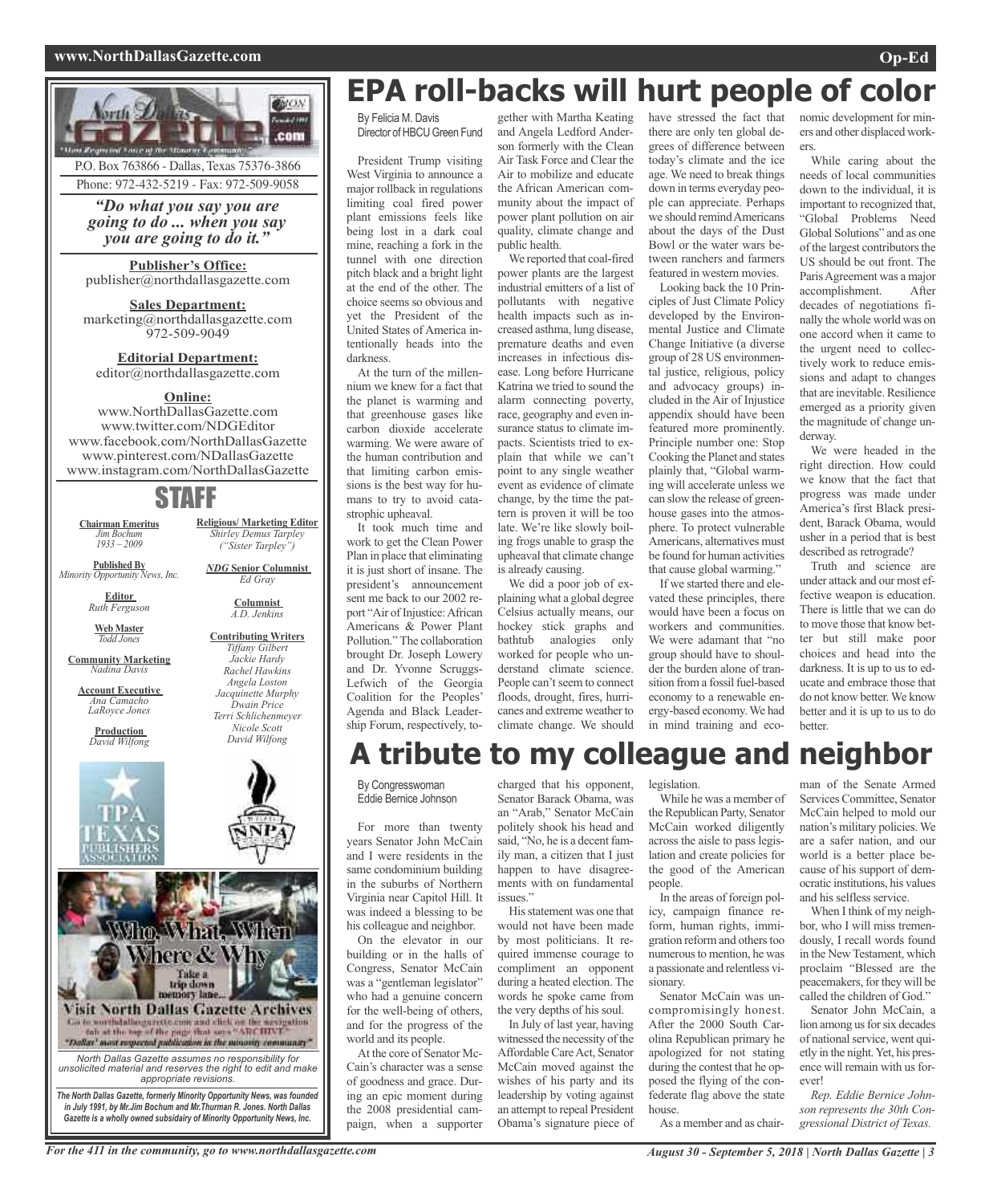P.O. Box 763866 - Dallas, Texas 75376-3866
Phone: 972-432-5219 - Fax: 972-509-9058

*"Do what you say you are going to do ... when you say you are going to do it."*

**Publisher's Office:**
publisher@northdallasgazette.com

**Sales Department:**
marketing@northdallasgazette.com
972-509-9049

**Editorial Department:**
editor@northdallasgazette.com

**Online:**
www.NorthDallasGazette.com
www.twitter.com/NDGEditor
www.facebook.com/NorthDallasGazette
www.pinterest.com/NDallasGazette
www.instagram.com/NorthDallasGazette

## STAFF

**Chairman Emeritus**
*Jim Bochum*
*1933 – 2009*

**Published By**
*Minority Opportunity News, Inc.*

**Editor**
*Ruth Ferguson*

**Web Master**
*Todd Jones*

**Community Marketing**
*Nadina Davis*

**Account Executive**
*Ana Camacho*
*LaRoyce Jones*

**Production**
*David Wilfong*

**Religious/ Marketing Editor**
*Shirley Demus Tarpley*
*("Sister Tarpley")*

***NDG* Senior Columnist**
*Ed Gray*

**Columnist**
*A.D. Jenkins*

**Contributing Writers**
*Tiffany Gilbert*
*Jackie Hardy*
*Rachel Hawkins*
*Angela Loston*
*Jacquinette Murphy*
*Dwain Price*
*Terri Schlichenmeyer*
*Nicole Scott*
*David Wilfong*

Who, What, When Where & Why
Take a trip down memory lane...
Visit North Dallas Gazette Archives
Go to northdallasgazette.com and click on the navigation tab at the top of the page that says "ARCHIVE"
"Dallas' most respected publication in the minority community"

*North Dallas Gazette assumes no responsibility for unsolicited material and reserves the right to edit and make appropriate revisions.*

***The North Dallas Gazette, formerly Minority Opportunity News, was founded in July 1991, by Mr.Jim Bochum and Mr.Thurman R. Jones. North Dallas Gazette is a wholly owned subsidairy of Minority Opportunity News, Inc.***

# EPA roll-backs will hurt people of color

By Felicia M. Davis
Director of HBCU Green Fund

President Trump visiting West Virginia to announce a major rollback in regulations limiting coal fired power plant emissions feels like being lost in a dark coal mine, reaching a fork in the tunnel with one direction pitch black and a bright light at the end of the other. The choice seems so obvious and yet the President of the United States of America intentionally heads into the darkness.

At the turn of the millennium we knew for a fact that the planet is warming and that greenhouse gases like carbon dioxide accelerate warming. We were aware of the human contribution and that limiting carbon emissions is the best way for humans to try to avoid catastrophic upheaval.

It took much time and work to get the Clean Power Plan in place that eliminating it is just short of insane. The president's announcement sent me back to our 2002 report "Air of Injustice: African Americans & Power Plant Pollution." The collaboration brought Dr. Joseph Lowery and Dr. Yvonne Scruggs-Lefwich of the Georgia Coalition for the Peoples' Agenda and Black Leadership Forum, respectively, together with Martha Keating and Angela Ledford Anderson formerly with the Clean Air Task Force and Clear the Air to mobilize and educate the African American community about the impact of power plant pollution on air quality, climate change and public health.

We reported that coal-fired power plants are the largest industrial emitters of a list of pollutants with negative health impacts such as increased asthma, lung disease, premature deaths and even increases in infectious disease. Long before Hurricane Katrina we tried to sound the alarm connecting poverty, race, geography and even insurance status to climate impacts. Scientists tried to explain that while we can't point to any single weather event as evidence of climate change, by the time the pattern is proven it will be too late. We're like slowly boiling frogs unable to grasp the upheaval that climate change is already causing.

We did a poor job of explaining what a global degree Celsius actually means, our hockey stick graphs and bathtub analogies only worked for people who understand climate science. People can't seem to connect floods, drought, fires, hurricanes and extreme weather to climate change. We should have stressed the fact that there are only ten global degrees of difference between today's climate and the ice age. We need to break things down in terms everyday people can appreciate. Perhaps we should remind Americans about the days of the Dust Bowl or the water wars between ranchers and farmers featured in western movies.

Looking back the 10 Principles of Just Climate Policy developed by the Environmental Justice and Climate Change Initiative (a diverse group of 28 US environmental justice, religious, policy and advocacy groups) included in the Air of Injustice appendix should have been featured more prominently. Principle number one: Stop Cooking the Planet and states plainly that, "Global warming will accelerate unless we can slow the release of greenhouse gases into the atmosphere. To protect vulnerable Americans, alternatives must be found for human activities that cause global warming."

If we started there and elevated these principles, there would have been a focus on workers and communities. We were adamant that "no group should have to shoulder the burden alone of transition from a fossil fuel-based economy to a renewable energy-based economy. We had in mind training and economic development for miners and other displaced workers.

While caring about the needs of local communities down to the individual, it is important to recognized that, "Global Problems Need Global Solutions" and as one of the largest contributors the US should be out front. The Paris Agreement was a major accomplishment. After decades of negotiations finally the whole world was on one accord when it came to the urgent need to collectively work to reduce emissions and adapt to changes that are inevitable. Resilience emerged as a priority given the magnitude of change underway.

We were headed in the right direction. How could we know that the fact that progress was made under America's first Black president, Barack Obama, would usher in a period that is best described as retrograde?

Truth and science are under attack and our most effective weapon is education. There is little that we can do to move those that know better but still make poor choices and head into the darkness. It is up to us to educate and embrace those that do not know better. We know better and it is up to us to do better.

# A tribute to my colleague and neighbor

By Congresswoman
Eddie Bernice Johnson

For more than twenty years Senator John McCain and I were residents in the same condominium building in the suburbs of Northern Virginia near Capitol Hill. It was indeed a blessing to be his colleague and neighbor.

On the elevator in our building or in the halls of Congress, Senator McCain was a "gentleman legislator" who had a genuine concern for the well-being of others, and for the progress of the world and its people.

At the core of Senator McCain's character was a sense of goodness and grace. During an epic moment during the 2008 presidential campaign, when a supporter charged that his opponent, Senator Barack Obama, was an "Arab," Senator McCain politely shook his head and said, "No, he is a decent family man, a citizen that I just happen to have disagreements with on fundamental issues."

His statement was one that would not have been made by most politicians. It required immense courage to compliment an opponent during a heated election. The words he spoke came from the very depths of his soul.

In July of last year, having witnessed the necessity of the Affordable Care Act, Senator McCain moved against the wishes of his party and its leadership by voting against an attempt to repeal President Obama's signature piece of legislation.

While he was a member of the Republican Party, Senator McCain worked diligently across the aisle to pass legislation and create policies for the good of the American people.

In the areas of foreign policy, campaign finance reform, human rights, immigration reform and others too numerous to mention, he was a passionate and relentless visionary.

Senator McCain was uncompromisingly honest. After the 2000 South Carolina Republican primary he apologized for not stating during the contest that he opposed the flying of the confederate flag above the state house.

As a member and as chairman of the Senate Armed Services Committee, Senator McCain helped to mold our nation's military policies. We are a safer nation, and our world is a better place because of his support of democratic institutions, his values and his selfless service.

When I think of my neighbor, who I will miss tremendously, I recall words found in the New Testament, which proclaim "Blessed are the peacemakers, for they will be called the children of God."

Senator John McCain, a lion among us for six decades of national service, went quietly in the night. Yet, his presence will remain with us forever!

*Rep. Eddie Bernice Johnson represents the 30th Congressional District of Texas.*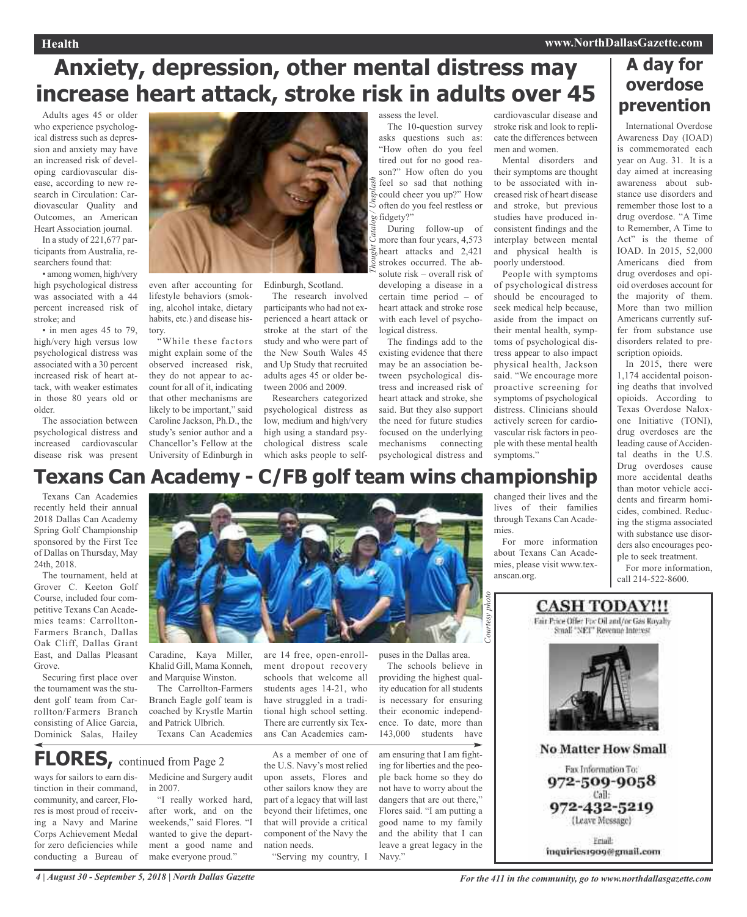# Anxiety, depression, other mental distress may increase heart attack, stroke risk in adults over 45

Adults ages 45 or older who experience psychological distress such as depression and anxiety may have an increased risk of developing cardiovascular disease, according to new research in Circulation: Cardiovascular Quality and Outcomes, an American Heart Association journal.

In a study of 221,677 participants from Australia, researchers found that:

- among women, high/very high psychological distress was associated with a 44 percent increased risk of stroke; and
- in men ages 45 to 79, high/very high versus low psychological distress was associated with a 30 percent increased risk of heart attack, with weaker estimates in those 80 years old or older.

The association between psychological distress and increased cardiovascular disease risk was present even after accounting for lifestyle behaviors (smoking, alcohol intake, dietary habits, etc.) and disease history.

"While these factors might explain some of the observed increased risk, they do not appear to account for all of it, indicating that other mechanisms are likely to be important," said Caroline Jackson, Ph.D., the study's senior author and a Chancellor's Fellow at the University of Edinburgh in Edinburgh, Scotland.

The research involved participants who had not experienced a heart attack or stroke at the start of the study and who were part of the New South Wales 45 and Up Study that recruited adults ages 45 or older between 2006 and 2009.

Researchers categorized psychological distress as low, medium and high/very high using a standard psychological distress scale which asks people to self-assess the level.

The 10-question survey asks questions such as: "How often do you feel tired out for no good reason?" How often do you feel so sad that nothing could cheer you up?" How often do you feel restless or fidgety?"

*Thought Catalog / Unsplash*

During follow-up of more than four years, 4,573 heart attacks and 2,421 strokes occurred. The absolute risk – overall risk of developing a disease in a certain time period – of heart attack and stroke rose with each level of psychological distress.

The findings add to the existing evidence that there may be an association between psychological distress and increased risk of heart attack and stroke, she said. But they also support the need for future studies focused on the underlying mechanisms connecting psychological distress and cardiovascular disease and stroke risk and look to replicate the differences between men and women.

Mental disorders and their symptoms are thought to be associated with increased risk of heart disease and stroke, but previous studies have produced inconsistent findings and the interplay between mental and physical health is poorly understood.

People with symptoms of psychological distress should be encouraged to seek medical help because, aside from the impact on their mental health, symptoms of psychological distress appear to also impact physical health, Jackson said. "We encourage more proactive screening for symptoms of psychological distress. Clinicians should actively screen for cardiovascular risk factors in people with these mental health symptoms."

# A day for overdose prevention

International Overdose Awareness Day (IOAD) is commemorated each year on Aug. 31. It is a day aimed at increasing awareness about substance use disorders and remember those lost to a drug overdose. "A Time to Remember, A Time to Act" is the theme of IOAD. In 2015, 52,000 Americans died from drug overdoses and opioid overdoses account for the majority of them. More than two million Americans currently suffer from substance use disorders related to prescription opioids.

In 2015, there were 1,174 accidental poisoning deaths that involved opioids. According to Texas Overdose Naloxone Initiative (TONI), drug overdoses are the leading cause of Accidental deaths in the U.S. Drug overdoses cause more accidental deaths than motor vehicle accidents and firearm homicides, combined. Reducing the stigma associated with substance use disorders also encourages people to seek treatment.

For more information, call 214-522-8600.

# Texans Can Academy - C/FB golf team wins championship

Texans Can Academies recently held their annual 2018 Dallas Can Academy Spring Golf Championship sponsored by the First Tee of Dallas on Thursday, May 24th, 2018.

The tournament, held at Grover C. Keeton Golf Course, included four competitive Texans Can Academies teams: Carrollton-Farmers Branch, Dallas Oak Cliff, Dallas Grant East, and Dallas Pleasant Grove.

Securing first place over the tournament was the student golf team from Carrollton/Farmers Branch consisting of Alice Garcia, Dominick Salas, Hailey Caradine, Kaya Miller, Khalid Gill, Mama Konneh, and Marquise Winston.

*Courtesy photo*

The Carrollton-Farmers Branch Eagle golf team is coached by Krystle Martin and Patrick Ulbrich.

Texans Can Academies are 14 free, open-enrollment dropout recovery schools that welcome all students ages 14-21, who have struggled in a traditional high school setting. There are currently six Texans Can Academies campuses in the Dallas area.

The schools believe in providing the highest quality education for all students is necessary for ensuring their economic independence. To date, more than 143,000 students have changed their lives and the lives of their families through Texans Can Academies.

For more information about Texans Can Academies, please visit www.texanscan.org.

# FLORES, continued from Page 2

ways for sailors to earn distinction in their command, community, and career, Flores is most proud of receiving a Navy and Marine Corps Achievement Medal for zero deficiencies while conducting a Bureau of Medicine and Surgery audit in 2007.

"I really worked hard, after work, and on the weekends," said Flores. "I wanted to give the department a good name and make everyone proud."

As a member of one of the U.S. Navy's most relied upon assets, Flores and other sailors know they are part of a legacy that will last beyond their lifetimes, one that will provide a critical component of the Navy the nation needs.

"Serving my country, I am ensuring that I am fighting for liberties and the people back home so they do not have to worry about the dangers that are out there," Flores said. "I am putting a good name to my family and the ability that I can leave a great legacy in the Navy."

**CASH TODAY!!!**

Fair Price Offer For Oil and/or Gas Royalty Small "NET" Revenue Interest

**No Matter How Small**

Fax Information To:
972-509-9058

Call:
972-432-5219
(Leave Message)

Email:
inquiries1909@gmail.com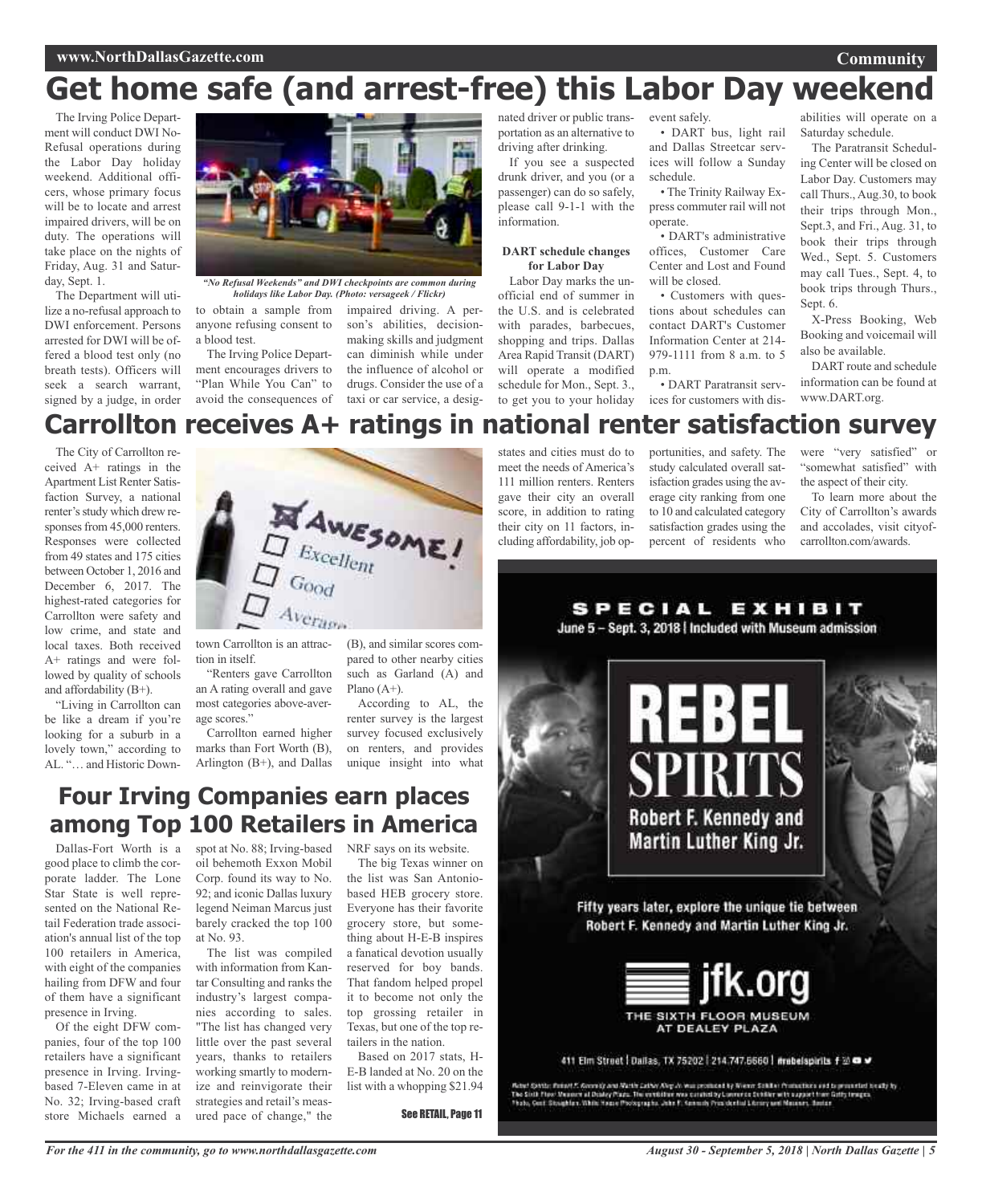# Get home safe (and arrest-free) this Labor Day weekend

The Irving Police Department will conduct DWI No-Refusal operations during the Labor Day holiday weekend. Additional officers, whose primary focus will be to locate and arrest impaired drivers, will be on duty. The operations will take place on the nights of Friday, Aug. 31 and Saturday, Sept. 1.

*"No Refusal Weekends" and DWI checkpoints are common during holidays like Labor Day. (Photo: versageek / Flickr)*

The Department will utilize a no-refusal approach to DWI enforcement. Persons arrested for DWI will be offered a blood test only (no breath tests). Officers will seek a search warrant, signed by a judge, in order to obtain a sample from anyone refusing consent to a blood test.

The Irving Police Department encourages drivers to "Plan While You Can" to avoid the consequences of impaired driving. A person's abilities, decision-making skills and judgment can diminish while under the influence of alcohol or drugs. Consider the use of a taxi or car service, a designated driver or public transportation as an alternative to driving after drinking.

If you see a suspected drunk driver, and you (or a passenger) can do so safely, please call 9-1-1 with the information.

### DART schedule changes for Labor Day

Labor Day marks the unofficial end of summer in the U.S. and is celebrated with parades, barbecues, shopping and trips. Dallas Area Rapid Transit (DART) will operate a modified schedule for Mon., Sept. 3., to get you to your holiday event safely.

- DART bus, light rail and Dallas Streetcar services will follow a Sunday schedule.
- The Trinity Railway Express commuter rail will not operate.
- DART's administrative offices, Customer Care Center and Lost and Found will be closed.
- Customers with questions about schedules can contact DART's Customer Information Center at 214-979-1111 from 8 a.m. to 5 p.m.
- DART Paratransit services for customers with disabilities will operate on a Saturday schedule.

The Paratransit Scheduling Center will be closed on Labor Day. Customers may call Thurs., Aug.30, to book their trips through Mon., Sept.3, and Fri., Aug. 31, to book their trips through Wed., Sept. 5. Customers may call Tues., Sept. 4, to book trips through Thurs., Sept. 6.

X-Press Booking, Web Booking and voicemail will also be available.

DART route and schedule information can be found at www.DART.org.

# Carrollton receives A+ ratings in national renter satisfaction survey

The City of Carrollton received A+ ratings in the Apartment List Renter Satisfaction Survey, a national renter's study which drew responses from 45,000 renters. Responses were collected from 49 states and 175 cities between October 1, 2016 and December 6, 2017. The highest-rated categories for Carrollton were safety and low crime, and state and local taxes. Both received A+ ratings and were followed by quality of schools and affordability (B+).

"Living in Carrollton can be like a dream if you're looking for a suburb in a lovely town," according to AL. "… and Historic Downtown Carrollton is an attraction in itself.

"Renters gave Carrollton an A rating overall and gave most categories above-average scores."

Carrollton earned higher marks than Fort Worth (B), Arlington (B+), and Dallas (B), and similar scores compared to other nearby cities such as Garland (A) and Plano (A+).

According to AL, the renter survey is the largest survey focused exclusively on renters, and provides unique insight into what states and cities must do to meet the needs of America's 111 million renters. Renters gave their city an overall score, in addition to rating their city on 11 factors, including affordability, job opportunities, and safety. The study calculated overall satisfaction grades using the average city ranking from one to 10 and calculated category satisfaction grades using the percent of residents who were "very satisfied" or "somewhat satisfied" with the aspect of their city.

To learn more about the City of Carrollton's awards and accolades, visit cityofcarrollton.com/awards.

## Four Irving Companies earn places among Top 100 Retailers in America

Dallas-Fort Worth is a good place to climb the corporate ladder. The Lone Star State is well represented on the National Retail Federation trade association's annual list of the top 100 retailers in America, with eight of the companies hailing from DFW and four of them have a significant presence in Irving.

Of the eight DFW companies, four of the top 100 retailers have a significant presence in Irving. Irving-based 7-Eleven came in at No. 32; Irving-based craft store Michaels earned a spot at No. 88; Irving-based oil behemoth Exxon Mobil Corp. found its way to No. 92; and iconic Dallas luxury legend Neiman Marcus just barely cracked the top 100 at No. 93.

The list was compiled with information from Kantar Consulting and ranks the industry's largest companies according to sales. "The list has changed very little over the past several years, thanks to retailers working smartly to modernize and reinvigorate their strategies and retail's measured pace of change," the NRF says on its website.

The big Texas winner on the list was San Antonio-based HEB grocery store. Everyone has their favorite grocery store, but something about H-E-B inspires a fanatical devotion usually reserved for boy bands. That fandom helped propel it to become not only the top grossing retailer in Texas, but one of the top retailers in the nation.

Based on 2017 stats, H-E-B landed at No. 20 on the list with a whopping $21.94

See RETAIL, Page 11

SPECIAL EXHIBIT
June 5 – Sept. 3, 2018 | Included with Museum admission

REBEL SPIRITS
Robert F. Kennedy and Martin Luther King Jr.

Fifty years later, explore the unique tie between Robert F. Kennedy and Martin Luther King Jr.

jfk.org
THE SIXTH FLOOR MUSEUM AT DEALEY PLAZA

411 Elm Street | Dallas, TX 75202 | 214.747.6660 | #rebelspirits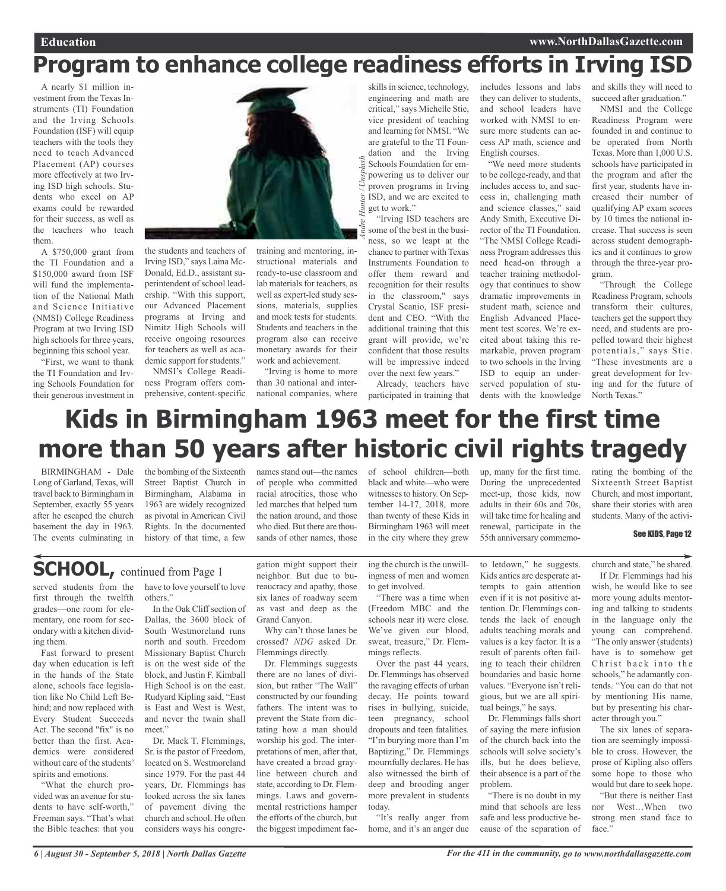# Program to enhance college readiness efforts in Irving ISD

A nearly $1 million investment from the Texas Instruments (TI) Foundation and the Irving Schools Foundation (ISF) will equip teachers with the tools they need to teach Advanced Placement (AP) courses more effectively at two Irving ISD high schools. Students who excel on AP exams could be rewarded for their success, as well as the teachers who teach them.

A $750,000 grant from the TI Foundation and a $150,000 award from ISF will fund the implementation of the National Math and Science Initiative (NMSI) College Readiness Program at two Irving ISD high schools for three years, beginning this school year.

"First, we want to thank the TI Foundation and Irving Schools Foundation for their generous investment in the students and teachers of Irving ISD," says Laina McDonald, Ed.D., assistant superintendent of school leadership. "With this support, our Advanced Placement programs at Irving and Nimitz High Schools will receive ongoing resources for teachers as well as academic support for students."

NMSI's College Readiness Program offers comprehensive, content-specific training and mentoring, instructional materials and ready-to-use classroom and lab materials for teachers, as well as expert-led study sessions, materials, supplies and mock tests for students. Students and teachers in the program also can receive monetary awards for their work and achievement.

"Irving is home to more than 30 national and international companies, where skills in science, technology, engineering and math are critical," says Michelle Stie, vice president of teaching and learning for NMSI. "We are grateful to the TI Foundation and the Irving Schools Foundation for empowering us to deliver our proven programs in Irving ISD, and we are excited to get to work."

Andre Hunter / Unsplash

"Irving ISD teachers are some of the best in the business, so we leapt at the chance to partner with Texas Instruments Foundation to offer them reward and recognition for their results in the classroom," says Crystal Scanio, ISF president and CEO. "With the additional training that this grant will provide, we're confident that those results will be impressive indeed over the next few years."

Already, teachers have participated in training that includes lessons and labs they can deliver to students, and school leaders have worked with NMSI to ensure more students can access AP math, science and English courses.

"We need more students to be college-ready, and that includes access to, and success in, challenging math and science classes," said Andy Smith, Executive Director of the TI Foundation. "The NMSI College Readiness Program addresses this need head-on through a teacher training methodology that continues to show dramatic improvements in student math, science and English Advanced Placement test scores. We're excited about taking this remarkable, proven program to two schools in the Irving ISD to equip an underserved population of students with the knowledge and skills they will need to succeed after graduation."

NMSI and the College Readiness Program were founded in and continue to be operated from North Texas. More than 1,000 U.S. schools have participated in the program and after the first year, students have increased their number of qualifying AP exam scores by 10 times the national increase. That success is seen across student demographics and it continues to grow through the three-year program.

"Through the College Readiness Program, schools transform their cultures, teachers get the support they need, and students are propelled toward their highest potentials," says Stie. "These investments are a great development for Irving and for the future of North Texas."

# Kids in Birmingham 1963 meet for the first time more than 50 years after historic civil rights tragedy

BIRMINGHAM - Dale Long of Garland, Texas, will travel back to Birmingham in September, exactly 55 years after he escaped the church basement the day in 1963. The events culminating in the bombing of the Sixteenth Street Baptist Church in Birmingham, Alabama in 1963 are widely recognized as pivotal in American Civil Rights. In the documented history of that time, a few names stand out—the names of people who committed racial atrocities, those who led marches that helped turn the nation around, and those who died. But there are thousands of other names, those of school children—both black and white—who were witnesses to history. On September 14-17, 2018, more than twenty of these Kids in Birmingham 1963 will meet in the city where they grew up, many for the first time. During the unprecedented meet-up, those kids, now adults in their 60s and 70s, will take time for healing and renewal, participate in the 55th anniversary commemorating the bombing of the Sixteenth Street Baptist Church, and most important, share their stories with area students. Many of the activi-

See KIDS, Page 12

## SCHOOL, continued from Page 1

served students from the first through the twelfth grades—one room for elementary, one room for secondary with a kitchen dividing them.

Fast forward to present day when education is left in the hands of the State alone, schools face legislation like No Child Left Behind; and now replaced with Every Student Succeeds Act. The second "fix" is no better than the first. Academics were considered without care of the students' spirits and emotions.

"What the church provided was an avenue for students to have self-worth," Freeman says. "That's what the Bible teaches: that you have to love yourself to love others."

In the Oak Cliff section of Dallas, the 3600 block of South Westmoreland runs north and south. Freedom Missionary Baptist Church is on the west side of the block, and Justin F. Kimball High School is on the east. Rudyard Kipling said, "East is East and West is West, and never the twain shall meet."

Dr. Mack T. Flemmings, Sr. is the pastor of Freedom, located on S. Westmoreland since 1979. For the past 44 years, Dr. Flemmings has looked across the six lanes of pavement diving the church and school. He often considers ways his congregation might support their neighbor. But due to bureaucracy and apathy, those six lanes of roadway seem as vast and deep as the Grand Canyon.

Why can't those lanes be crossed? *NDG* asked Dr. Flemmings directly.

Dr. Flemmings suggests there are no lanes of division, but rather "The Wall" constructed by our founding fathers. The intent was to prevent the State from dictating how a man should worship his god. The interpretations of men, after that, have created a broad grayline between church and state, according to Dr. Flemmings. Laws and governmental restrictions hamper the efforts of the church, but the biggest impediment facing the church is the unwillingness of men and women to get involved.

"There was a time when (Freedom MBC and the schools near it) were close. We've given our blood, sweat, treasure," Dr. Flemmings reflects.

Over the past 44 years, Dr. Flemmings has observed the ravaging effects of urban decay. He points toward rises in bullying, suicide, teen pregnancy, school dropouts and teen fatalities. "I'm burying more than I'm Baptizing," Dr. Flemmings mournfully declares. He has also witnessed the birth of deep and brooding anger more prevalent in students today.

"It's really anger from home, and it's an anger due to letdown," he suggests. Kids antics are desperate attempts to gain attention even if it is not positive attention. Dr. Flemmings contends the lack of enough adults teaching morals and values is a key factor. It is a result of parents often failing to teach their children boundaries and basic home values. "Everyone isn't religious, but we are all spiritual beings," he says.

Dr. Flemmings falls short of saying the mere infusion of the church back into the schools will solve society's ills, but he does believe, their absence is a part of the problem.

"There is no doubt in my mind that schools are less safe and less productive because of the separation of church and state," he shared.

If Dr. Flemmings had his wish, he would like to see more young adults mentoring and talking to students in the language only the young can comprehend. "The only answer (students) have is to somehow get Christ back into the schools," he adamantly contends. "You can do that not by mentioning His name, but by presenting his character through you."

The six lanes of separation are seemingly impossible to cross. However, the prose of Kipling also offers some hope to those who would but dare to seek hope.

"But there is neither East nor West…When two strong men stand face to face."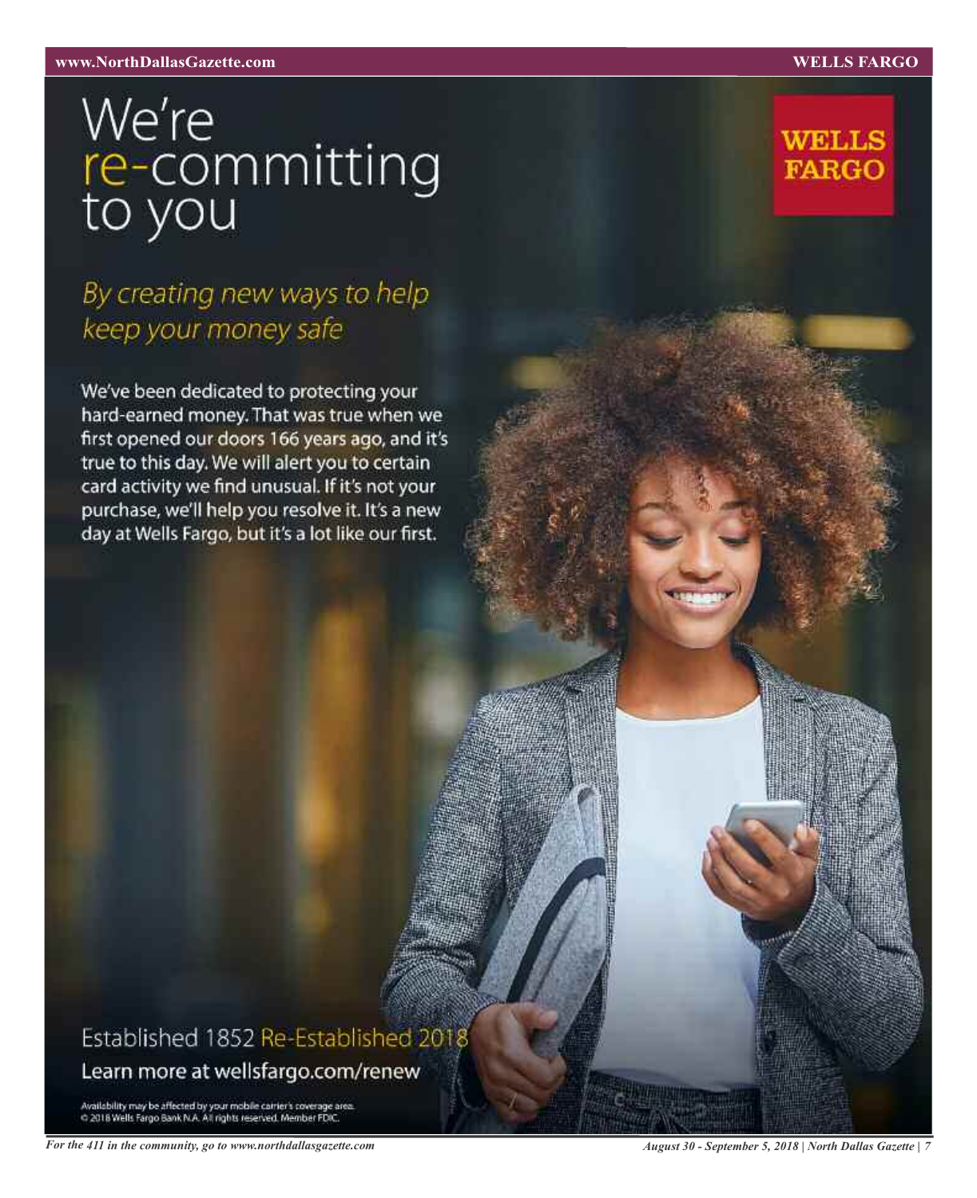# We're re-committing to you

## *By creating new ways to help keep your money safe*

We've been dedicated to protecting your hard-earned money. That was true when we first opened our doors 166 years ago, and it's true to this day. We will alert you to certain card activity we find unusual. If it's not your purchase, we'll help you resolve it. It's a new day at Wells Fargo, but it's a lot like our first.

WELLS FARGO

Established 1852 Re-Established 2018

Learn more at wellsfargo.com/renew

Availability may be affected by your mobile carrier's coverage area.
© 2018 Wells Fargo Bank N.A. All rights reserved. Member FDIC.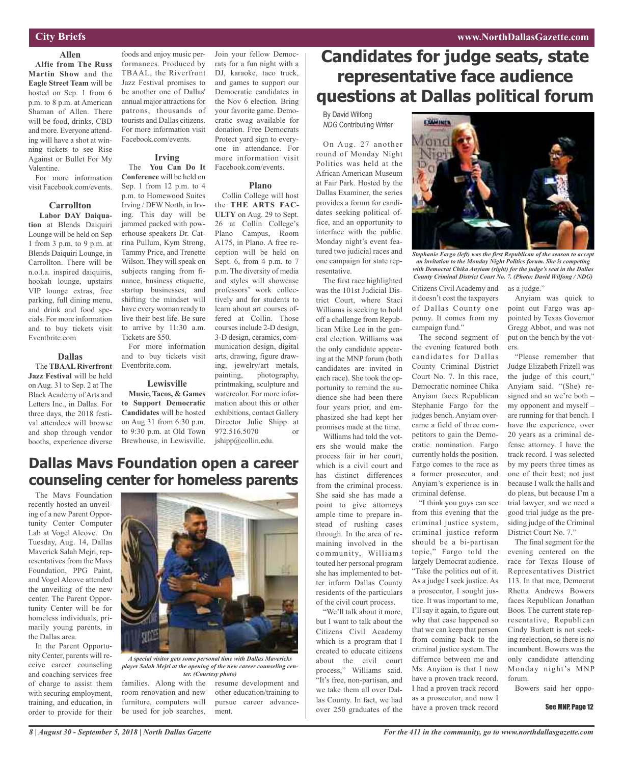## City Briefs

### Allen

**Alfie from The Russ Martin Show** and the **Eagle Street Team** will be hosted on Sep. 1 from 6 p.m. to 8 p.m. at American Shaman of Allen. There will be food, drinks, CBD and more. Everyone attending will have a shot at winning tickets to see Rise Against or Bullet For My Valentine.

For more information visit Facebook.com/events.

### Carrollton

**Labor DAY Daiquation** at Blends Daiquiri Lounge will be held on Sep 1 from 3 p.m. to 9 p.m. at Blends Daiquiri Lounge, in Carrollton. There will be n.o.l.a. inspired daiquiris, hookah lounge, upstairs VIP lounge extras, free parking, full dining menu, and drink and food specials. For more information and to buy tickets visit Eventbrite.com

### Dallas

The **TBAAL Riverfront Jazz Festival** will be held on Aug. 31 to Sep. 2 at The Black Academy of Arts and Letters Inc., in Dallas. For three days, the 2018 festival attendees will browse and shop through vendor booths, experience diverse foods and enjoy music performances. Produced by TBAAL, the Riverfront Jazz Festival promises to be another one of Dallas' annual major attractions for patrons, thousands of tourists and Dallas citizens. For more information visit Facebook.com/events.

### Irving

The **You Can Do It Conference** will be held on Sep. 1 from 12 p.m. to 4 p.m. to Homewood Suites Irving / DFW North, in Irving. This day will be jammed packed with powerhouse speakers Dr. Catrina Pullum, Kym Strong, Tammy Price, and Trenette Wilson. They will speak on subjects ranging from finance, business etiquette, startup businesses, and shifting the mindset will have every woman ready to live their best life. Be sure to arrive by 11:30 a.m. Tickets are $50.

For more information and to buy tickets visit Eventbrite.com.

### Lewisville

**Music, Tacos, & Games to Support Democratic Candidates** will be hosted on Aug 31 from 6:30 p.m. to 9:30 p.m. at Old Town Brewhouse, in Lewisville. Join your fellow Democrats for a fun night with a DJ, karaoke, taco truck, and games to support our Democratic candidates in the Nov 6 election. Bring your favorite game. Democratic swag available for donation. Free Democrats Protect yard sign to everyone in attendance. For more information visit Facebook.com/events.

### Plano

Collin College will host the **THE ARTS FACULTY** on Aug. 29 to Sept. 26 at Collin College's Plano Campus, Room A175, in Plano. A free reception will be held on Sept. 6, from 4 p.m. to 7 p.m. The diversity of media and styles will showcase professors' work collectively and for students to learn about art courses offered at Collin. Those courses include 2-D design, 3-D design, ceramics, communication design, digital arts, drawing, figure drawing, jewelry/art metals, painting, photography, printmaking, sculpture and watercolor. For more information about this or other exhibitions, contact Gallery Director Julie Shipp at 972.516.5070 or jshipp@collin.edu.

# Dallas Mavs Foundation open a career counseling center for homeless parents

The Mavs Foundation recently hosted an unveiling of a new Parent Opportunity Center Computer Lab at Vogel Alcove. On Tuesday, Aug. 14, Dallas Maverick Salah Mejri, representatives from the Mavs Foundation, PPG Paint, and Vogel Alcove attended the unveiling of the new center. The Parent Opportunity Center will be for homeless individuals, primarily young parents, in the Dallas area.

In the Parent Opportunity Center, parents will receive career counseling and coaching services free of charge to assist them with securing employment, training, and education, in order to provide for their families. Along with the room renovation and new furniture, computers will be used for job searches, resume development and other education/training to pursue career advancement.

*A special visitor gets some personal time with Dallas Mavericks player Salah Mejri at the opening of the new career counseling center. (Courtesy photo)*

# Candidates for judge seats, state representative face audience questions at Dallas political forum

By David Wilfong
*NDG* Contributing Writer

On Aug. 27 another round of Monday Night Politics was held at the African American Museum at Fair Park. Hosted by the Dallas Examiner, the series provides a forum for candidates seeking political office, and an opportunity to interface with the public. Monday night's event featured two judicial races and one campaign for state representative.

The first race highlighted was the 101st Judicial District Court, where Staci Williams is seeking to hold off a challenge from Republican Mike Lee in the general election. Williams was the only candidate appearing at the MNP forum (both candidates are invited in each race). She took the opportunity to remind the audience she had been there four years prior, and emphasized she had kept her promises made at the time.

Williams had told the voters she would make the process fair in her court, which is a civil court and has distinct differences from the criminal process. She said she has made a point to give attorneys ample time to prepare instead of rushing cases through. In the area of remaining involved in the community, Williams touted her personal program she has implemented to better inform Dallas County residents of the particulars of the civil court process.

"We'll talk about it more, but I want to talk about the Citizens Civil Academy which is a program that I created to educate citizens about the civil court process," Williams said. "It's free, non-partisan, and we take them all over Dallas County. In fact, we had over 250 graduates of the Citizens Civil Academy and it doesn't cost the taxpayers of Dallas County one penny. It comes from my campaign fund."

*Stephanie Fargo (left) was the first Republican of the season to accept an invitation to the Monday Night Politics forum. She is competing with Democrat Chika Anyiam (right) for the judge's seat in the Dallas County Criminal District Court No. 7. (Photo: David Wilfong / NDG)*

The second segment of the evening featured both candidates for Dallas County Criminal District Court No. 7. In this race, Democratic nominee Chika Anyiam faces Republican Stephanie Fargo for the judges bench. Anyiam overcame a field of three competitors to gain the Democratic nomination. Fargo currently holds the position. Fargo comes to the race as a former prosecutor, and Anyiam's experience is in criminal defense.

"I think you guys can see from this evening that the criminal justice system, criminal justice reform should be a bi-partisan topic," Fargo told the largely Democrat audience. "Take the politics out of it. As a judge I seek justice. As a prosecutor, I sought justice. It was important to me, I'll say it again, to figure out why that case happened so that we can keep that person from coming back to the criminal justice system. The differnce between me and Ms. Anyiam is that I now have a proven track record. I had a proven track record as a prosecutor, and now I have a proven track record as a judge."

Anyiam was quick to point out Fargo was appointed by Texas Governor Gregg Abbot, and was not put on the bench by the voters.

"Please remember that Judge Elizabeth Frizell was the judge of this court," Anyiam said. "(She) resigned and so we're both – my opponent and myself – are running for that bench. I have the experience, over 20 years as a criminal defense attorney. I have the track record. I was selected by my peers three times as one of their best; not just because I walk the halls and do pleas, but because I'm a trial lawyer, and we need a good trial judge as the presiding judge of the Criminal District Court No. 7."

The final segment for the evening centered on the race for Texas House of Representatives District 113. In that race, Democrat Rhetta Andrews Bowers faces Republican Jonathan Boos. The current state representative, Republican Cindy Burkett is not seeking reelection, so there is no incumbent. Bowers was the only candidate attending Monday night's MNP forum.

Bowers said her oppo-

See MNP, Page 12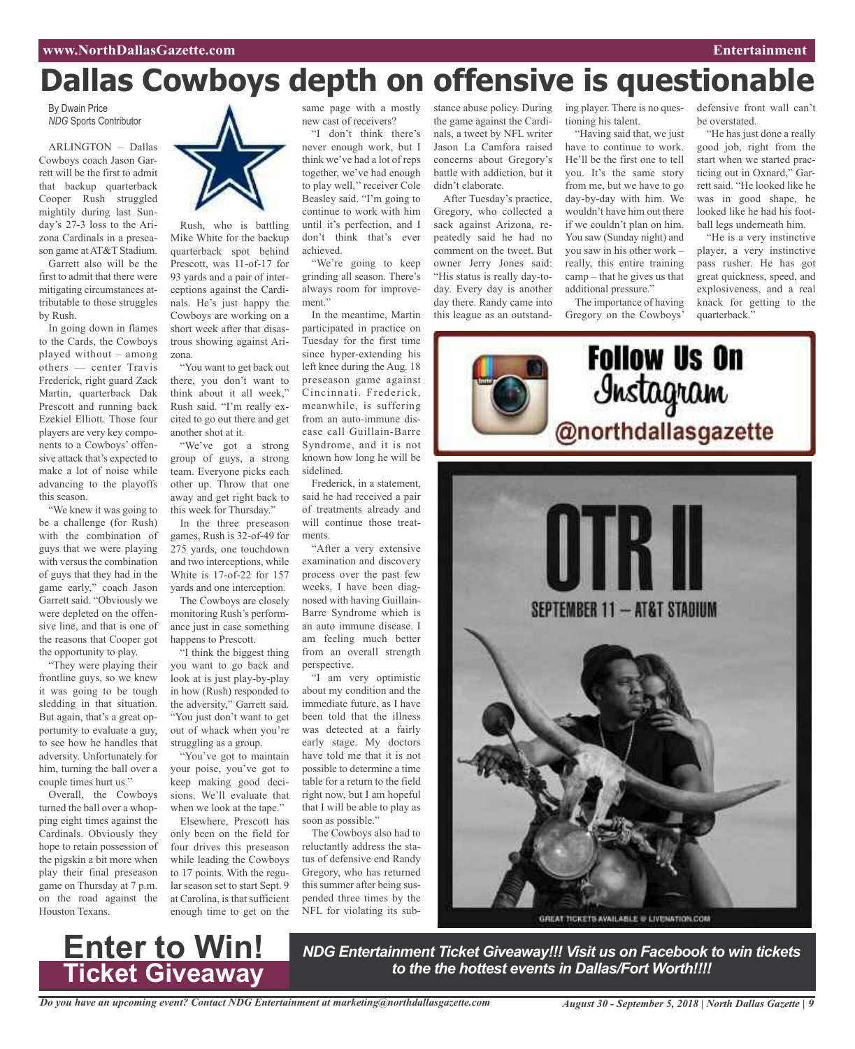# Dallas Cowboys depth on offensive is questionable

By Dwain Price
*NDG* Sports Contributor

ARLINGTON – Dallas Cowboys coach Jason Garrett will be the first to admit that backup quarterback Cooper Rush struggled mightily during last Sunday's 27-3 loss to the Arizona Cardinals in a preseason game at AT&T Stadium.

Garrett also will be the first to admit that there were mitigating circumstances attributable to those struggles by Rush.

In going down in flames to the Cards, the Cowboys played without – among others — center Travis Frederick, right guard Zack Martin, quarterback Dak Prescott and running back Ezekiel Elliott. Those four players are very key components to a Cowboys' offensive attack that's expected to make a lot of noise while advancing to the playoffs this season.

"We knew it was going to be a challenge (for Rush) with the combination of guys that we were playing with versus the combination of guys that they had in the game early," coach Jason Garrett said. "Obviously we were depleted on the offensive line, and that is one of the reasons that Cooper got the opportunity to play.

"They were playing their frontline guys, so we knew it was going to be tough sledding in that situation. But again, that's a great opportunity to evaluate a guy, to see how he handles that adversity. Unfortunately for him, turning the ball over a couple times hurt us."

Overall, the Cowboys turned the ball over a whopping eight times against the Cardinals. Obviously they hope to retain possession of the pigskin a bit more when play their final preseason game on Thursday at 7 p.m. on the road against the Houston Texans.

Rush, who is battling Mike White for the backup quarterback spot behind Prescott, was 11-of-17 for 93 yards and a pair of interceptions against the Cardinals. He's just happy the Cowboys are working on a short week after that disastrous showing against Arizona.

"You want to get back out there, you don't want to think about it all week," Rush said. "I'm really excited to go out there and get another shot at it.

"We've got a strong group of guys, a strong team. Everyone picks each other up. Throw that one away and get right back to this week for Thursday."

In the three preseason games, Rush is 32-of-49 for 275 yards, one touchdown and two interceptions, while White is 17-of-22 for 157 yards and one interception.

The Cowboys are closely monitoring Rush's performance just in case something happens to Prescott.

"I think the biggest thing you want to go back and look at is just play-by-play in how (Rush) responded to the adversity," Garrett said. "You just don't want to get out of whack when you're struggling as a group.

"You've got to maintain your poise, you've got to keep making good decisions. We'll evaluate that when we look at the tape."

Elsewhere, Prescott has only been on the field for four drives this preseason while leading the Cowboys to 17 points. With the regular season set to start Sept. 9 at Carolina, is that sufficient enough time to get on the same page with a mostly new cast of receivers?

"I don't think there's never enough work, but I think we've had a lot of reps together, we've had enough to play well," receiver Cole Beasley said. "I'm going to continue to work with him until it's perfection, and I don't think that's ever achieved.

"We're going to keep grinding all season. There's always room for improvement."

In the meantime, Martin participated in practice on Tuesday for the first time since hyper-extending his left knee during the Aug. 18 preseason game against Cincinnati. Frederick, meanwhile, is suffering from an auto-immune disease call Guillain-Barre Syndrome, and it is not known how long he will be sidelined.

Frederick, in a statement, said he had received a pair of treatments already and will continue those treatments.

"After a very extensive examination and discovery process over the past few weeks, I have been diagnosed with having Guillain-Barre Syndrome which is an auto immune disease. I am feeling much better from an overall strength perspective.

"I am very optimistic about my condition and the immediate future, as I have been told that the illness was detected at a fairly early stage. My doctors have told me that it is not possible to determine a time table for a return to the field right now, but I am hopeful that I will be able to play as soon as possible."

The Cowboys also had to reluctantly address the status of defensive end Randy Gregory, who has returned this summer after being suspended three times by the NFL for violating its substance abuse policy. During the game against the Cardinals, a tweet by NFL writer Jason La Camfora raised concerns about Gregory's battle with addiction, but it didn't elaborate.

After Tuesday's practice, Gregory, who collected a sack against Arizona, repeatedly said he had no comment on the tweet. But owner Jerry Jones said: "His status is really day-to-day. Every day is another day there. Randy came into this league as an outstanding player. There is no questioning his talent.

"Having said that, we just have to continue to work. He'll be the first one to tell you. It's the same story from me, but we have to go day-by-day with him. We wouldn't have him out there if we couldn't plan on him. You saw (Sunday night) and you saw in his other work – really, this entire training camp – that he gives us that additional pressure."

The importance of having Gregory on the Cowboys' defensive front wall can't be overstated.

"He has just done a really good job, right from the start when we started practicing out in Oxnard," Garrett said. "He looked like he was in good shape, he looked like he had his football legs underneath him.

"He is a very instinctive player, a very instinctive pass rusher. He has got great quickness, speed, and explosiveness, and a real knack for getting to the quarterback."

**Follow Us On Instagram @northdallasgazette**

**OTR II**
**SEPTEMBER 11 – AT&T STADIUM**
GREAT TICKETS AVAILABLE @ LIVENATION.COM

**Enter to Win! Ticket Giveaway**

***NDG Entertainment Ticket Giveaway!!! Visit us on Facebook to win tickets to the the hottest events in Dallas/Fort Worth!!!!***

***Do you have an upcoming event? Contact NDG Entertainment at marketing@northdallasgazette.com***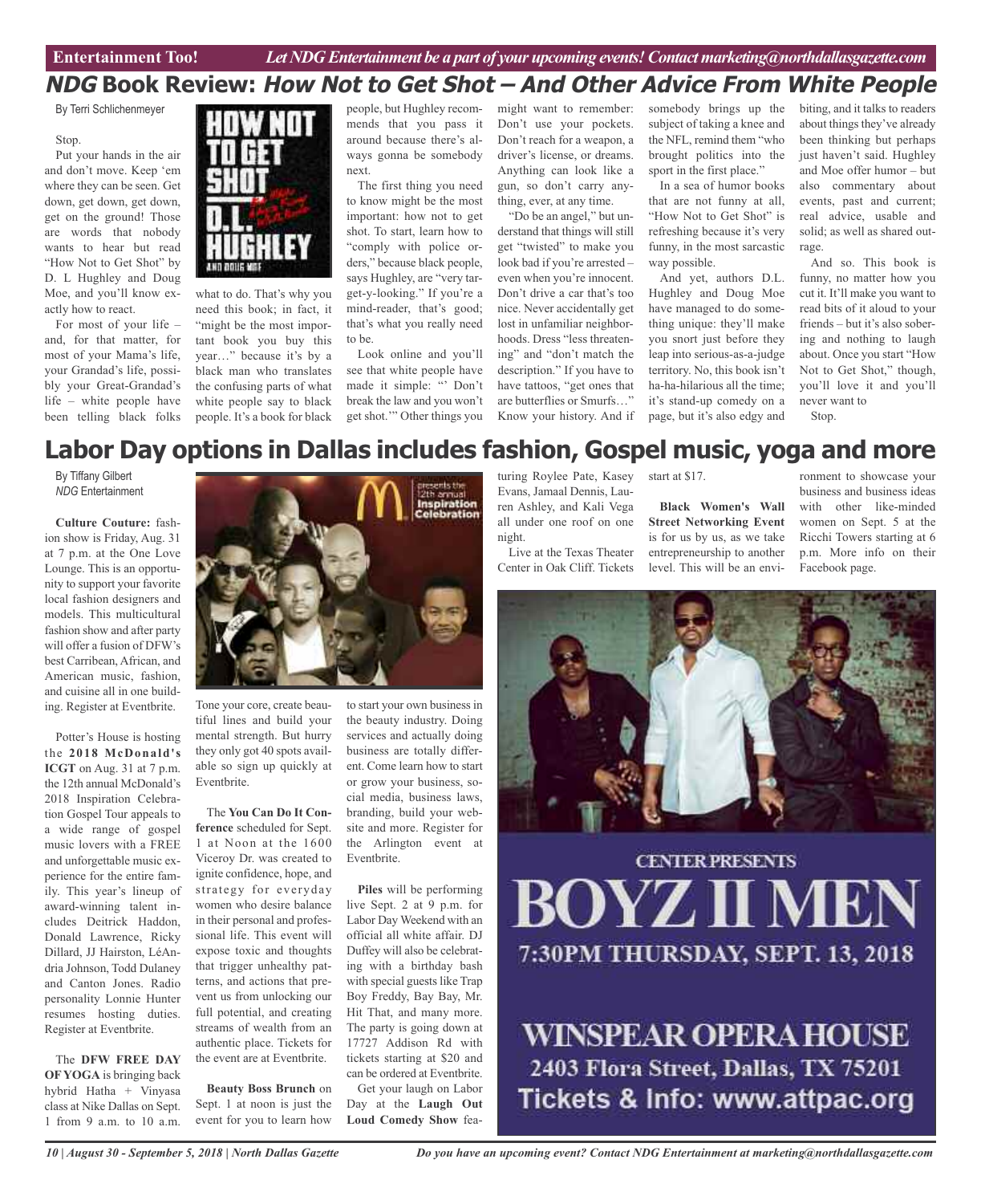## *NDG* Book Review: *How Not to Get Shot – And Other Advice From White People*

By Terri Schlichenmeyer

Stop.

Put your hands in the air and don't move. Keep 'em where they can be seen. Get down, get down, get down, get on the ground! Those are words that nobody wants to hear but read "How Not to Get Shot" by D. L Hughley and Doug Moe, and you'll know exactly how to react.

For most of your life – and, for that matter, for most of your Mama's life, your Grandad's life, possibly your Great-Grandad's life – white people have been telling black folks what to do. That's why you need this book; in fact, it "might be the most important book you buy this year…" because it's by a black man who translates the confusing parts of what white people say to black people. It's a book for black people, but Hughley recommends that you pass it around because there's always gonna be somebody next.

The first thing you need to know might be the most important: how not to get shot. To start, learn how to "comply with police orders," because black people, says Hughley, are "very target-y-looking." If you're a mind-reader, that's good; that's what you really need to be.

Look online and you'll see that white people have made it simple: "' Don't break the law and you won't get shot.'" Other things you might want to remember: Don't use your pockets. Don't reach for a weapon, a driver's license, or dreams. Anything can look like a gun, so don't carry anything, ever, at any time.

"Do be an angel," but understand that things will still get "twisted" to make you look bad if you're arrested – even when you're innocent. Don't drive a car that's too nice. Never accidentally get lost in unfamiliar neighborhoods. Dress "less threatening" and "don't match the description." If you have to have tattoos, "get ones that are butterflies or Smurfs…" Know your history. And if somebody brings up the subject of taking a knee and the NFL, remind them "who brought politics into the sport in the first place."

In a sea of humor books that are not funny at all, "How Not to Get Shot" is refreshing because it's very funny, in the most sarcastic way possible.

And yet, authors D.L. Hughley and Doug Moe have managed to do something unique: they'll make you snort just before they leap into serious-as-a-judge territory. No, this book isn't ha-ha-hilarious all the time; it's stand-up comedy on a page, but it's also edgy and biting, and it talks to readers about things they've already been thinking but perhaps just haven't said. Hughley and Moe offer humor – but also commentary about events, past and current; real advice, usable and solid; as well as shared outrage.

And so. This book is funny, no matter how you cut it. It'll make you want to read bits of it aloud to your friends – but it's also sobering and nothing to laugh about. Once you start "How Not to Get Shot," though, you'll love it and you'll never want to

Stop.

## Labor Day options in Dallas includes fashion, Gospel music, yoga and more

By Tiffany Gilbert
*NDG* Entertainment

**Culture Couture:** fashion show is Friday, Aug. 31 at 7 p.m. at the One Love Lounge. This is an opportunity to support your favorite local fashion designers and models. This multicultural fashion show and after party will offer a fusion of DFW's best Carribean, African, and American music, fashion, and cuisine all in one building. Register at Eventbrite.

Potter's House is hosting the **2018 McDonald's ICGT** on Aug. 31 at 7 p.m. the 12th annual McDonald's 2018 Inspiration Celebration Gospel Tour appeals to a wide range of gospel music lovers with a FREE and unforgettable music experience for the entire family. This year's lineup of award-winning talent includes Deitrick Haddon, Donald Lawrence, Ricky Dillard, JJ Hairston, LéAndria Johnson, Todd Dulaney and Canton Jones. Radio personality Lonnie Hunter resumes hosting duties. Register at Eventbrite.

The **DFW FREE DAY OF YOGA** is bringing back hybrid Hatha + Vinyasa class at Nike Dallas on Sept. 1 from 9 a.m. to 10 a.m. Tone your core, create beautiful lines and build your mental strength. But hurry they only got 40 spots available so sign up quickly at Eventbrite.

The **You Can Do It Conference** scheduled for Sept. 1 at Noon at the 1600 Viceroy Dr. was created to ignite confidence, hope, and strategy for everyday women who desire balance in their personal and professional life. This event will expose toxic and thoughts that trigger unhealthy patterns, and actions that prevent us from unlocking our full potential, and creating streams of wealth from an authentic place. Tickets for the event are at Eventbrite.

**Beauty Boss Brunch** on Sept. 1 at noon is just the event for you to learn how to start your own business in the beauty industry. Doing services and actually doing business are totally different. Come learn how to start or grow your business, social media, business laws, branding, build your website and more. Register for the Arlington event at Eventbrite.

**Piles** will be performing live Sept. 2 at 9 p.m. for Labor Day Weekend with an official all white affair. DJ Duffey will also be celebrating with a birthday bash with special guests like Trap Boy Freddy, Bay Bay, Mr. Hit That, and many more. The party is going down at 17727 Addison Rd with tickets starting at $20 and can be ordered at Eventbrite.

Get your laugh on Labor Day at the **Laugh Out Loud Comedy Show** featuring Roylee Pate, Kasey Evans, Jamaal Dennis, Lauren Ashley, and Kali Vega all under one roof on one night.

Live at the Texas Theater Center in Oak Cliff. Tickets start at $17.

**Black Women's Wall Street Networking Event** is for us by us, as we take entrepreneurship to another level. This will be an environment to showcase your business and business ideas with other like-minded women on Sept. 5 at the Ricchi Towers starting at 6 p.m. More info on their Facebook page.

CENTER PRESENTS
BOYZ II MEN
7:30PM THURSDAY, SEPT. 13, 2018
WINSPEAR OPERA HOUSE
2403 Flora Street, Dallas, TX 75201
Tickets & Info: www.attpac.org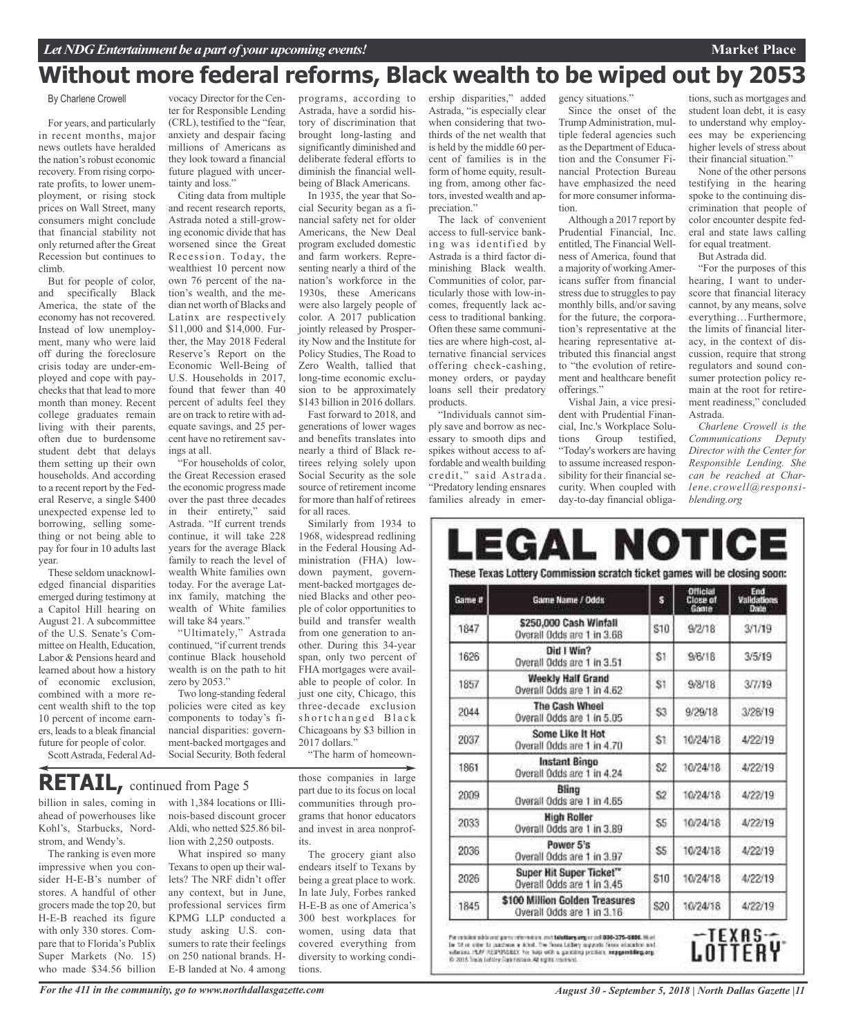# Without more federal reforms, Black wealth to be wiped out by 2053

By Charlene Crowell

For years, and particularly in recent months, major news outlets have heralded the nation's robust economic recovery. From rising corporate profits, to lower unemployment, or rising stock prices on Wall Street, many consumers might conclude that financial stability not only returned after the Great Recession but continues to climb.

But for people of color, and specifically Black America, the state of the economy has not recovered. Instead of low unemployment, many who were laid off during the foreclosure crisis today are under-employed and cope with paychecks that that lead to more month than money. Recent college graduates remain living with their parents, often due to burdensome student debt that delays them setting up their own households. And according to a recent report by the Federal Reserve, a single $400 unexpected expense led to borrowing, selling something or not being able to pay for four in 10 adults last year.

These seldom unacknowledged financial disparities emerged during testimony at a Capitol Hill hearing on August 21. A subcommittee of the U.S. Senate's Committee on Health, Education, Labor & Pensions heard and learned about how a history of economic exclusion, combined with a more recent wealth shift to the top 10 percent of income earners, leads to a bleak financial future for people of color.

Scott Astrada, Federal Advocacy Director for the Center for Responsible Lending (CRL), testified to the "fear, anxiety and despair facing millions of Americans as they look toward a financial future plagued with uncertainty and loss."

Citing data from multiple and recent research reports, Astrada noted a still-growing economic divide that has worsened since the Great Recession. Today, the wealthiest 10 percent now own 76 percent of the nation's wealth, and the median net worth of Blacks and Latinx are respectively $11,000 and $14,000. Further, the May 2018 Federal Reserve's Report on the Economic Well-Being of U.S. Households in 2017, found that fewer than 40 percent of adults feel they are on track to retire with adequate savings, and 25 percent have no retirement savings at all.

"For households of color, the Great Recession erased the economic progress made over the past three decades in their entirety," said Astrada. "If current trends continue, it will take 228 years for the average Black family to reach the level of wealth White families own today. For the average Latinx family, matching the wealth of White families will take 84 years."

"Ultimately," Astrada continued, "if current trends continue Black household wealth is on the path to hit zero by 2053."

Two long-standing federal policies were cited as key components to today's financial disparities: government-backed mortgages and Social Security. Both federal programs, according to Astrada, have a sordid history of discrimination that brought long-lasting and significantly diminished and deliberate federal efforts to diminish the financial well-being of Black Americans.

In 1935, the year that Social Security began as a financial safety net for older Americans, the New Deal program excluded domestic and farm workers. Representing nearly a third of the nation's workforce in the 1930s, these Americans were also largely people of color. A 2017 publication jointly released by Prosperity Now and the Institute for Policy Studies, The Road to Zero Wealth, tallied that long-time economic exclusion to be approximately $143 billion in 2016 dollars.

Fast forward to 2018, and generations of lower wages and benefits translates into nearly a third of Black retirees relying solely upon Social Security as the sole source of retirement income for more than half of retirees for all races.

Similarly from 1934 to 1968, widespread redlining in the Federal Housing Administration (FHA) low-down payment, government-backed mortgages denied Blacks and other people of color opportunities to build and transfer wealth from one generation to another. During this 34-year span, only two percent of FHA mortgages were available to people of color. In just one city, Chicago, this three-decade exclusion shortchanged Black Chicagoans by $3 billion in 2017 dollars."

"The harm of homeownership disparities," added Astrada, "is especially clear when considering that two-thirds of the net wealth that is held by the middle 60 percent of families is in the form of home equity, resulting from, among other factors, invested wealth and appreciation."

The lack of convenient access to full-service banking was identified by Astrada is a third factor diminishing Black wealth. Communities of color, particularly those with low-incomes, frequently lack access to traditional banking. Often these same communities are where high-cost, alternative financial services offering check-cashing, money orders, or payday loans sell their predatory products.

"Individuals cannot simply save and borrow as necessary to smooth dips and spikes without access to affordable and wealth building credit," said Astrada. "Predatory lending ensnares families already in emergency situations."

Since the onset of the Trump Administration, multiple federal agencies such as the Department of Education and the Consumer Financial Protection Bureau have emphasized the need for more consumer information.

Although a 2017 report by Prudential Financial, Inc. entitled, The Financial Wellness of America, found that a majority of working Americans suffer from financial stress due to struggles to pay monthly bills, and/or saving for the future, the corporation's representative at the hearing representative attributed this financial angst to "the evolution of retirement and healthcare benefit offerings."

Vishal Jain, a vice president with Prudential Financial, Inc.'s Workplace Solutions Group testified, "Today's workers are having to assume increased responsibility for their financial security. When coupled with day-to-day financial obligations, such as mortgages and student loan debt, it is easy to understand why employees may be experiencing higher levels of stress about their financial situation."

None of the other persons testifying in the hearing spoke to the continuing discrimination that people of color encounter despite federal and state laws calling for equal treatment.

But Astrada did.

"For the purposes of this hearing, I want to underscore that financial literacy cannot, by any means, solve everything…Furthermore, the limits of financial literacy, in the context of discussion, require that strong regulators and sound consumer protection policy remain at the root for retirement readiness," concluded Astrada.

*Charlene Crowell is the Communications Deputy Director with the Center for Responsible Lending. She can be reached at Charlene.crowell@responsiblending.org*

# LEGAL NOTICE

**These Texas Lottery Commission scratch ticket games will be closing soon:**

| Game # | Game Name / Odds | $ | Official Close of Game | End Validations Date |
|---|---|---|---|---|
| 1847 | $250,000 Cash Winfall<br>Overall Odds are 1 in 3.68 | $10 | 9/2/18 | 3/1/19 |
| 1626 | Did I Win?<br>Overall Odds are 1 in 3.51 | $1 | 9/6/18 | 3/5/19 |
| 1857 | Weekly Half Grand<br>Overall Odds are 1 in 4.62 | $1 | 9/8/18 | 3/7/19 |
| 2044 | The Cash Wheel<br>Overall Odds are 1 in 5.05 | $3 | 9/29/18 | 3/28/19 |
| 2037 | Some Like It Hot<br>Overall Odds are 1 in 4.70 | $1 | 10/24/18 | 4/22/19 |
| 1861 | Instant Bingo<br>Overall Odds are 1 in 4.24 | $2 | 10/24/18 | 4/22/19 |
| 2009 | Bling<br>Overall Odds are 1 in 4.65 | $2 | 10/24/18 | 4/22/19 |
| 2033 | High Roller<br>Overall Odds are 1 in 3.89 | $5 | 10/24/18 | 4/22/19 |
| 2036 | Power 5's<br>Overall Odds are 1 in 3.97 | $5 | 10/24/18 | 4/22/19 |
| 2026 | Super Hit Super Ticket™<br>Overall Odds are 1 in 3.45 | $10 | 10/24/18 | 4/22/19 |
| 1845 | $100 Million Golden Treasures<br>Overall Odds are 1 in 3.16 | $20 | 10/24/18 | 4/22/19 |

TEXAS LOTTERY

# RETAIL, continued from Page 5

billion in sales, coming in ahead of powerhouses like Kohl's, Starbucks, Nordstrom, and Wendy's.

The ranking is even more impressive when you consider H-E-B's number of stores. A handful of other grocers made the top 20, but H-E-B reached its figure with only 330 stores. Compare that to Florida's Publix Super Markets (No. 15) who made $34.56 billion with 1,384 locations or Illinois-based discount grocer Aldi, who netted $25.86 billion with 2,250 outposts.

What inspired so many Texans to open up their wallets? The NRF didn't offer any context, but in June, professional services firm KPMG LLP conducted a study asking U.S. consumers to rate their feelings on 250 national brands. H-E-B landed at No. 4 among those companies in large part due to its focus on local communities through programs that honor educators and invest in area nonprofits.

The grocery giant also endears itself to Texans by being a great place to work. In late July, Forbes ranked H-E-B as one of America's 300 best workplaces for women, using data that covered everything from diversity to working conditions.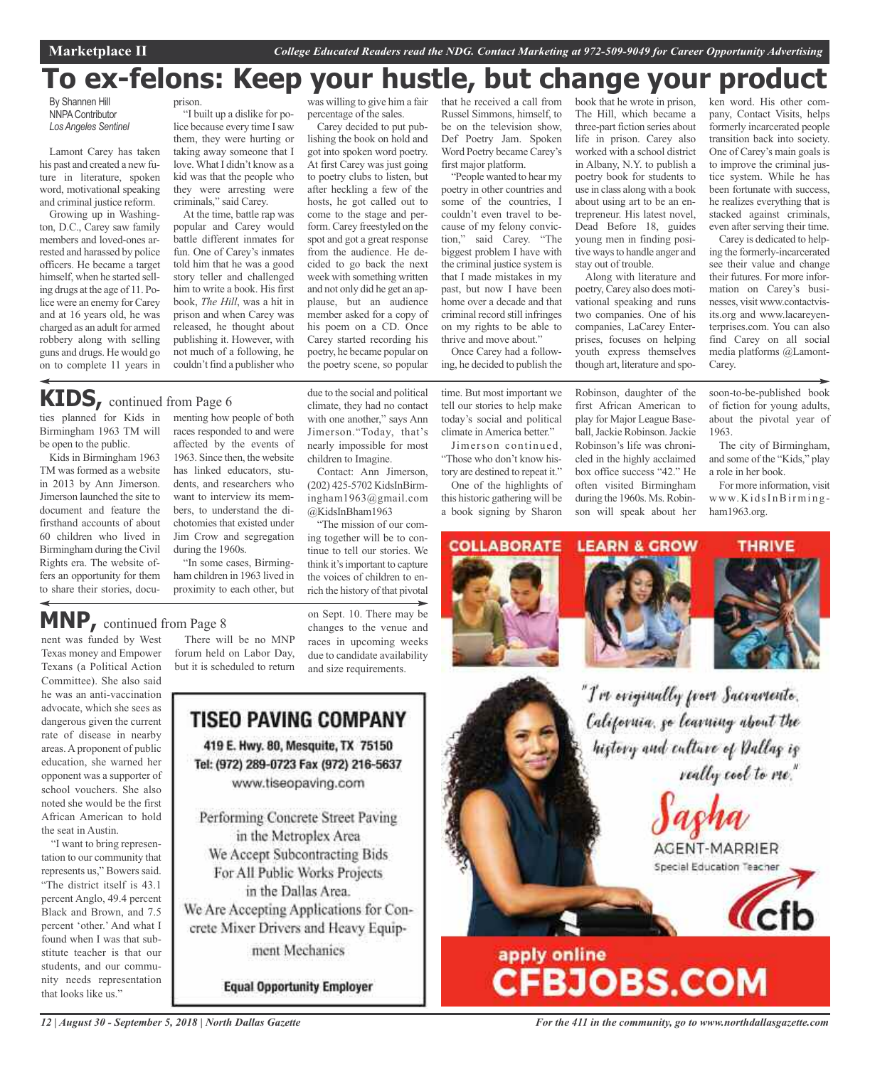// Let me transcribe the page content.

# To ex-felons: Keep your hustle, but change your product

By Shannen Hill
NNPA Contributor
*Los Angeles Sentinel*

Lamont Carey has taken his past and created a new future in literature, spoken word, motivational speaking and criminal justice reform.

Growing up in Washington, D.C., Carey saw family members and loved-ones arrested and harassed by police officers. He became a target himself, when he started selling drugs at the age of 11. Police were an enemy for Carey and at 16 years old, he was charged as an adult for armed robbery along with selling guns and drugs. He would go on to complete 11 years in prison.

"I built up a dislike for police because every time I saw them, they were hurting or taking away someone that I love. What I didn't know as a kid was that the people who they were arresting were criminals," said Carey.

At the time, battle rap was popular and Carey would battle different inmates for fun. One of Carey's inmates told him that he was a good story teller and challenged him to write a book. His first book, *The Hill*, was a hit in prison and when Carey was released, he thought about publishing it. However, with not much of a following, he couldn't find a publisher who was willing to give him a fair percentage of the sales.

Carey decided to put publishing the book on hold and got into spoken word poetry. At first Carey was just going to poetry clubs to listen, but after heckling a few of the hosts, he got called out to come to the stage and perform. Carey freestyled on the spot and got a great response from the audience. He decided to go back the next week with something written and not only did he get an applause, but an audience member asked for a copy of his poem on a CD. Once Carey started recording his poetry, he became popular on the poetry scene, so popular that he received a call from Russel Simmons, himself, to be on the television show, Def Poetry Jam. Spoken Word Poetry became Carey's first major platform.

"People wanted to hear my poetry in other countries and some of the countries, I couldn't even travel to because of my felony conviction," said Carey. "The biggest problem I have with the criminal justice system is that I made mistakes in my past, but now I have been home over a decade and that criminal record still infringes on my rights to be able to thrive and move about."

Once Carey had a following, he decided to publish the book that he wrote in prison, The Hill, which became a three-part fiction series about life in prison. Carey also worked with a school district in Albany, N.Y. to publish a poetry book for students to use in class along with a book about using art to be an entrepreneur. His latest novel, Dead Before 18, guides young men in finding positive ways to handle anger and stay out of trouble.

Along with literature and poetry, Carey also does motivational speaking and runs two companies. One of his companies, LaCarey Enterprises, focuses on helping youth express themselves though art, literature and spoken word. His other company, Contact Visits, helps formerly incarcerated people transition back into society. One of Carey's main goals is to improve the criminal justice system. While he has been fortunate with success, he realizes everything that is stacked against criminals, even after serving their time.

Carey is dedicated to helping the formerly-incarcerated see their value and change their futures. For more information on Carey's businesses, visit www.contactvisits.org and www.lacareyenterprises.com. You can also find Carey on all social media platforms @LamontCarey.

## KIDS, continued from Page 6

ties planned for Kids in Birmingham 1963 TM will be open to the public.

Kids in Birmingham 1963 TM was formed as a website in 2013 by Ann Jimerson. Jimerson launched the site to document and feature the firsthand accounts of about 60 children who lived in Birmingham during the Civil Rights era. The website offers an opportunity for them to share their stories, documenting how people of both races responded to and were affected by the events of 1963. Since then, the website has linked educators, students, and researchers who want to interview its members, to understand the dichotomies that existed under Jim Crow and segregation during the 1960s.

"In some cases, Birmingham children in 1963 lived in proximity to each other, but due to the social and political climate, they had no contact with one another," says Ann Jimerson. "Today, that's nearly impossible for most children to Imagine.

Contact: Ann Jimerson, (202) 425-5702 KidsInBirmingham1963@gmail.com @KidsInBham1963

"The mission of our coming together will be to continue to tell our stories. We think it's important to capture the voices of children to enrich the history of that pivotal time. But most important we tell our stories to help make today's social and political climate in America better."

Jimerson continued, "Those who don't know history are destined to repeat it."

One of the highlights of this historic gathering will be a book signing by Sharon Robinson, daughter of the first African American to play for Major League Baseball, Jackie Robinson. Jackie Robinson's life was chronicled in the highly acclaimed box office success "42." He often visited Birmingham during the 1960s. Ms. Robinson will speak about her soon-to-be-published book of fiction for young adults, about the pivotal year of 1963.

The city of Birmingham, and some of the "Kids," play a role in her book.

For more information, visit www.KidsInBirmingham1963.org.

## MNP, continued from Page 8

nent was funded by West Texas money and Empower Texans (a Political Action Committee). She also said he was an anti-vaccination advocate, which she sees as dangerous given the current rate of disease in nearby areas. A proponent of public education, she warned her opponent was a supporter of school vouchers. She also noted she would be the first African American to hold the seat in Austin.

"I want to bring representation to our community that represents us," Bowers said. "The district itself is 43.1 percent Anglo, 49.4 percent Black and Brown, and 7.5 percent 'other.' And what I found when I was that substitute teacher is that our students, and our community needs representation that looks like us."

There will be no MNP forum held on Labor Day, but it is scheduled to return on Sept. 10. There may be changes to the venue and races in upcoming weeks due to candidate availability and size requirements.

**TISEO PAVING COMPANY**

419 E. Hwy. 80, Mesquite, TX 75150
Tel: (972) 289-0723 Fax (972) 216-5637
www.tiseopaving.com

Performing Concrete Street Paving
in the Metroplex Area
We Accept Subcontracting Bids
For All Public Works Projects
in the Dallas Area.
We Are Accepting Applications for Concrete Mixer Drivers and Heavy Equipment Mechanics

**Equal Opportunity Employer**

COLLABORATE · LEARN & GROW · THRIVE

"I'm originally from Sacramento, California, so learning about the history and culture of Dallas is really cool to me."

Sasha
AGENT-MARRIER
Special Education Teacher

cfb

apply online
**CFBJOBS.COM**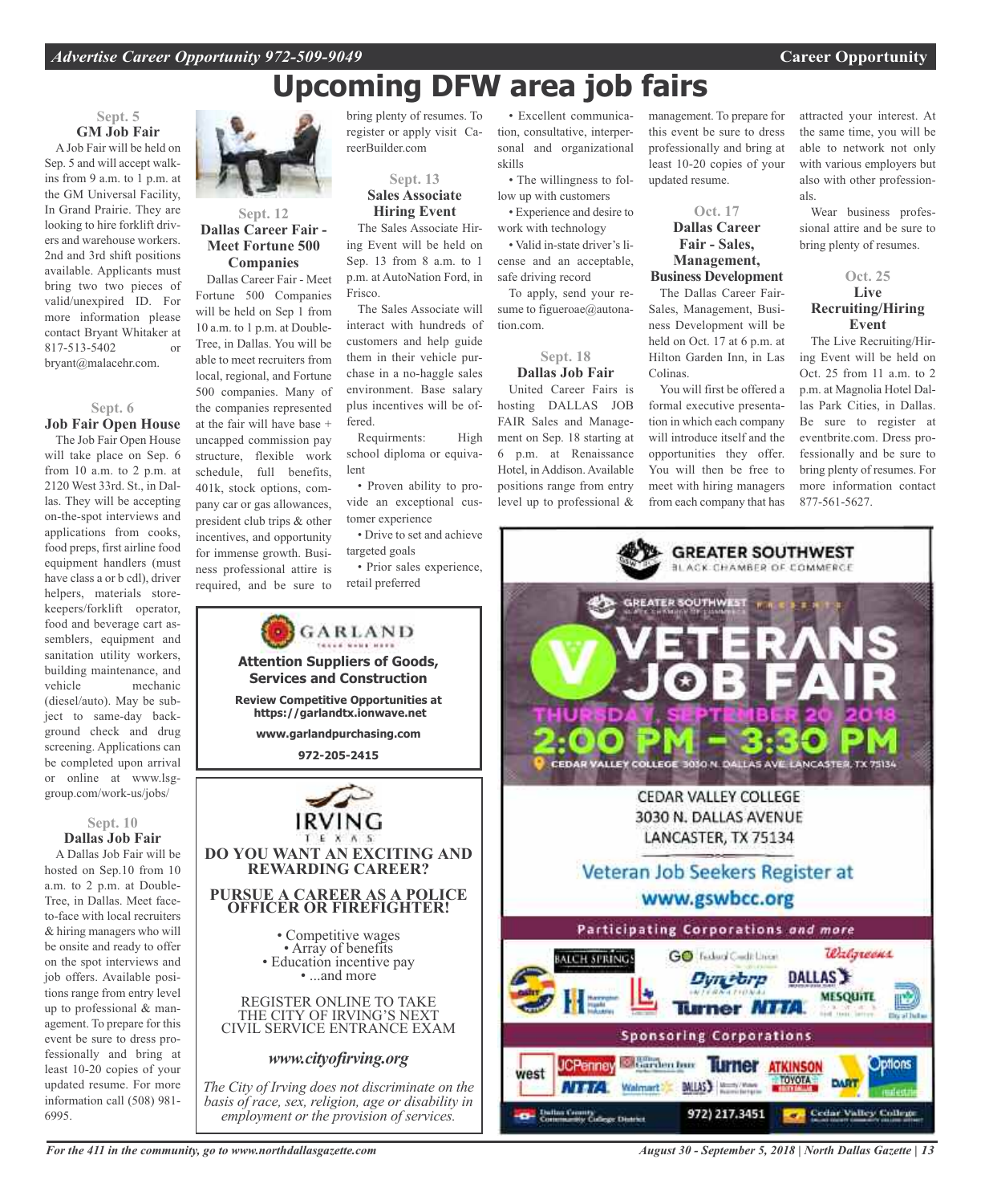# Upcoming DFW area job fairs

### Sept. 5
### GM Job Fair

A Job Fair will be held on Sep. 5 and will accept walk-ins from 9 a.m. to 1 p.m. at the GM Universal Facility, In Grand Prairie. They are looking to hire forklift drivers and warehouse workers. 2nd and 3rd shift positions available. Applicants must bring two two pieces of valid/unexpired ID. For more information please contact Bryant Whitaker at 817-513-5402 or bryant@malacehr.com.

### Sept. 6
### Job Fair Open House

The Job Fair Open House will take place on Sep. 6 from 10 a.m. to 2 p.m. at 2120 West 33rd. St., in Dallas. They will be accepting on-the-spot interviews and applications from cooks, food preps, first airline food equipment handlers (must have class a or b cdl), driver helpers, materials storekeepers/forklift operator, food and beverage cart assemblers, equipment and sanitation utility workers, building maintenance, and vehicle mechanic (diesel/auto). May be subject to same-day background check and drug screening. Applications can be completed upon arrival or online at www.lsg-group.com/work-us/jobs/

### Sept. 10
### Dallas Job Fair

A Dallas Job Fair will be hosted on Sep.10 from 10 a.m. to 2 p.m. at DoubleTree, in Dallas. Meet face-to-face with local recruiters & hiring managers who will be onsite and ready to offer on the spot interviews and job offers. Available positions range from entry level up to professional & management. To prepare for this event be sure to dress professionally and bring at least 10-20 copies of your updated resume. For more information call (508) 981-6995.

### Sept. 12
### Dallas Career Fair - Meet Fortune 500 Companies

Dallas Career Fair - Meet Fortune 500 Companies will be held on Sep 1 from 10 a.m. to 1 p.m. at DoubleTree, in Dallas. You will be able to meet recruiters from local, regional, and Fortune 500 companies. Many of the companies represented at the fair will have base + uncapped commission pay structure, flexible work schedule, full benefits, 401k, stock options, company car or gas allowances, president club trips & other incentives, and opportunity for immense growth. Business professional attire is required, and be sure to bring plenty of resumes. To register or apply visit CareerBuilder.com

### Sept. 13
### Sales Associate Hiring Event

The Sales Associate Hiring Event will be held on Sep. 13 from 8 a.m. to 1 p.m. at AutoNation Ford, in Frisco.

The Sales Associate will interact with hundreds of customers and help guide them in their vehicle purchase in a no-haggle sales environment. Base salary plus incentives will be offered.

Requirments: High school diploma or equivalent

- Proven ability to provide an exceptional customer experience
- Drive to set and achieve targeted goals
- Prior sales experience, retail preferred
- Excellent communication, consultative, interpersonal and organizational skills
- The willingness to follow up with customers
- Experience and desire to work with technology
- Valid in-state driver's license and an acceptable, safe driving record

To apply, send your resume to figueroae@autonation.com.

### Sept. 18
### Dallas Job Fair

United Career Fairs is hosting DALLAS JOB FAIR Sales and Management on Sep. 18 starting at 6 p.m. at Renaissance Hotel, in Addison. Available positions range from entry level up to professional & management. To prepare for this event be sure to dress professionally and bring at least 10-20 copies of your updated resume.

### Oct. 17
### Dallas Career Fair - Sales, Management, Business Development

The Dallas Career Fair-Sales, Management, Business Development will be held on Oct. 17 at 6 p.m. at Hilton Garden Inn, in Las Colinas.

You will first be offered a formal executive presentation in which each company will introduce itself and the opportunities they offer. You will then be free to meet with hiring managers from each company that has attracted your interest. At the same time, you will be able to network not only with various employers but also with other professionals.

Wear business professional attire and be sure to bring plenty of resumes.

### Oct. 25
### Live Recruiting/Hiring Event

The Live Recruiting/Hiring Event will be held on Oct. 25 from 11 a.m. to 2 p.m. at Magnolia Hotel Dallas Park Cities, in Dallas. Be sure to register at eventbrite.com. Dress professionally and be sure to bring plenty of resumes. For more information contact 877-561-5627.

---

**GARLAND**

**Attention Suppliers of Goods, Services and Construction**

**Review Competitive Opportunities at https://garlandtx.ionwave.net**

**www.garlandpurchasing.com**

**972-205-2415**

---

**IRVING TEXAS**

**DO YOU WANT AN EXCITING AND REWARDING CAREER?**

**PURSUE A CAREER AS A POLICE OFFICER OR FIREFIGHTER!**

- Competitive wages
- Array of benefits
- Education incentive pay
- ...and more

REGISTER ONLINE TO TAKE THE CITY OF IRVING'S NEXT CIVIL SERVICE ENTRANCE EXAM

***www.cityofirving.org***

*The City of Irving does not discriminate on the basis of race, sex, religion, age or disability in employment or the provision of services.*

---

**GREATER SOUTHWEST BLACK CHAMBER OF COMMERCE**

GREATER SOUTHWEST BLACK CHAMBER OF COMMERCE PRESENTS

**VETERANS JOB FAIR**

**THURSDAY, SEPTEMBER 20, 2018**

**2:00 PM – 3:30 PM**

CEDAR VALLEY COLLEGE 3030 N. DALLAS AVE. LANCASTER, TX 75134

CEDAR VALLEY COLLEGE
3030 N. DALLAS AVENUE
LANCASTER, TX 75134

Veteran Job Seekers Register at **www.gswbcc.org**

Participating Corporations *and more*

Balch Springs, GO Federal Credit Union, Walgreens, DART, Dyn-Corp International, Dallas, Turner, NTTA, Mesquite, City of Dallas

Sponsoring Corporations

west, JCPenney, Hilton Garden Inn, Turner, Atkinson Toyota, Options Real Estate, NTTA, Walmart, Dallas, DART, Dallas County Community College District, Cedar Valley College

972) 217.3451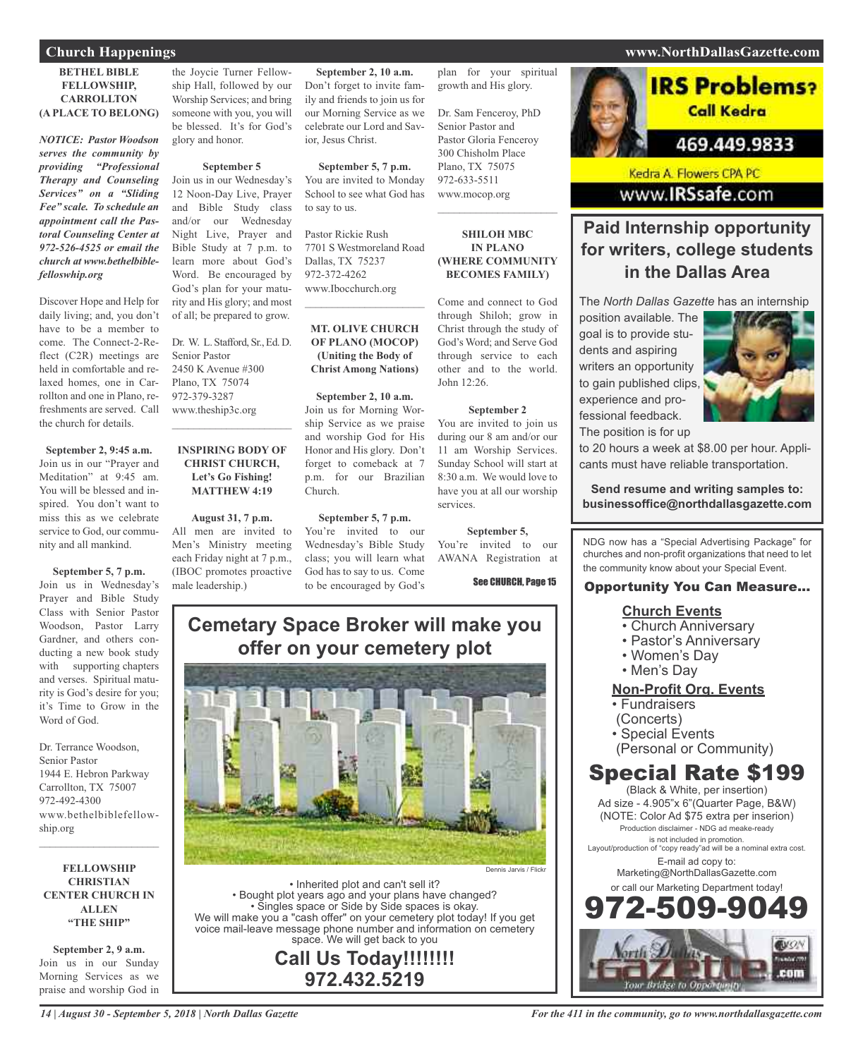## Church Happenings

### BETHEL BIBLE FELLOWSHIP, CARROLLTON (A PLACE TO BELONG)

***NOTICE: Pastor Woodson serves the community by providing "Professional Therapy and Counseling Services" on a "Sliding Fee" scale. To schedule an appointment call the Pastoral Counseling Center at 972-526-4525 or email the church at www.bethelbiblefelloswhip.org***

Discover Hope and Help for daily living; and, you don't have to be a member to come. The Connect-2-Reflect (C2R) meetings are held in comfortable and relaxed homes, one in Carrollton and one in Plano, refreshments are served. Call the church for details.

**September 2, 9:45 a.m.**
Join us in our "Prayer and Meditation" at 9:45 am. You will be blessed and inspired. You don't want to miss this as we celebrate service to God, our community and all mankind.

**September 5, 7 p.m.**
Join us in Wednesday's Prayer and Bible Study Class with Senior Pastor Woodson, Pastor Larry Gardner, and others conducting a new book study with supporting chapters and verses. Spiritual maturity is God's desire for you; it's Time to Grow in the Word of God.

Dr. Terrance Woodson,
Senior Pastor
1944 E. Hebron Parkway
Carrollton, TX 75007
972-492-4300
www.bethelbiblefellowship.org

---

### FELLOWSHIP CHRISTIAN CENTER CHURCH IN ALLEN "THE SHIP"

**September 2, 9 a.m.**
Join us in our Sunday Morning Services as we praise and worship God in the Joycie Turner Fellowship Hall, followed by our Worship Services; and bring someone with you, you will be blessed. It's for God's glory and honor.

**September 5**
Join us in our Wednesday's 12 Noon-Day Live, Prayer and Bible Study class and/or our Wednesday Night Live, Prayer and Bible Study at 7 p.m. to learn more about God's Word. Be encouraged by God's plan for your maturity and His glory; and most of all; be prepared to grow.

Dr. W. L. Stafford, Sr., Ed. D.
Senior Pastor
2450 K Avenue #300
Plano, TX 75074
972-379-3287
www.theship3c.org

---

### INSPIRING BODY OF CHRIST CHURCH, Let's Go Fishing! MATTHEW 4:19

**August 31, 7 p.m.**
All men are invited to Men's Ministry meeting each Friday night at 7 p.m., (IBOC promotes proactive male leadership.)

**September 2, 10 a.m.**
Don't forget to invite family and friends to join us for our Morning Service as we celebrate our Lord and Savior, Jesus Christ.

**September 5, 7 p.m.**
You are invited to Monday School to see what God has to say to us.

Pastor Rickie Rush
7701 S Westmoreland Road
Dallas, TX 75237
972-372-4262
www.Ibocchurch.org

---

### MT. OLIVE CHURCH OF PLANO (MOCOP) (Uniting the Body of Christ Among Nations)

**September 2, 10 a.m.**
Join us for Morning Worship Service as we praise and worship God for His Honor and His glory. Don't forget to comeback at 7 p.m. for our Brazilian Church.

**September 5, 7 p.m.**
You're invited to our Wednesday's Bible Study class; you will learn what God has to say to us. Come to be encouraged by God's plan for your spiritual growth and His glory.

Dr. Sam Fenceroy, PhD
Senior Pastor and
Pastor Gloria Fenceroy
300 Chisholm Place
Plano, TX 75075
972-633-5511
www.mocop.org

---

### SHILOH MBC IN PLANO (WHERE COMMUNITY BECOMES FAMILY)

Come and connect to God through Shiloh; grow in Christ through the study of God's Word; and Serve God through service to each other and to the world. John 12:26.

**September 2**
You are invited to join us during our 8 am and/or our 11 am Worship Services. Sunday School will start at 8:30 a.m. We would love to have you at all our worship services.

**September 5,**
You're invited to our AWANA Registration at

See CHURCH, Page 15

---

## Cemetery Space Broker will make you offer on your cemetery plot

Dennis Jarvis / Flickr

- Inherited plot and can't sell it?
- Bought plot years ago and your plans have changed?
- Singles space or Side by Side spaces is okay.

We will make you a "cash offer" on your cemetery plot today! If you get voice mail-leave message phone number and information on cemetery space. We will get back to you

**Call Us Today!!!!!!!!**
**972.432.5219**

---

**IRS Problems? Call Kedra**
**469.449.9833**
Kedra A. Flowers CPA PC
www.IRSsafe.com

---

## Paid Internship opportunity for writers, college students in the Dallas Area

The *North Dallas Gazette* has an internship position available. The goal is to provide students and aspiring writers an opportunity to gain published clips, experience and professional feedback. The position is for up to 20 hours a week at $8.00 per hour. Applicants must have reliable transportation.

**Send resume and writing samples to: businessoffice@northdallasgazette.com**

---

NDG now has a "Special Advertising Package" for churches and non-profit organizations that need to let the community know about your Special Event.

**Opportunity You Can Measure...**

**Church Events**
- Church Anniversary
- Pastor's Anniversary
- Women's Day
- Men's Day

**Non-Profit Org. Events**
- Fundraisers (Concerts)
- Special Events (Personal or Community)

**Special Rate $199**
(Black & White, per insertion)
Ad size - 4.905"x 6"(Quarter Page, B&W)
(NOTE: Color Ad $75 extra per inserion)
Production disclaimer - NDG ad meake-ready is not included in promotion.
Layout/production of "copy ready"ad will be a nominal extra cost.
E-mail ad copy to:
Marketing@NorthDallasGazette.com
or call our Marketing Department today!
**972-509-9049**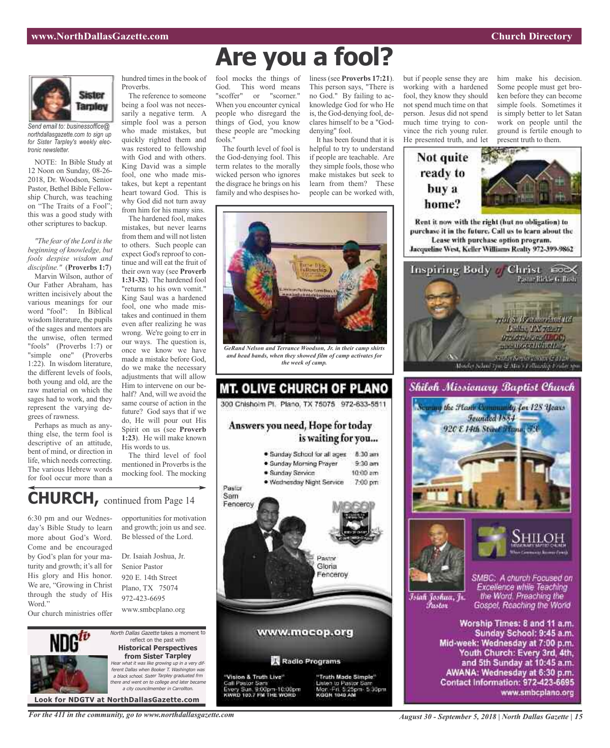# Are you a fool?

Sister Tarpley

*Send email to: businessoffice@northdallasgazette.com to sign up for Sister Tarpley's weekly electronic newsletter.*

NOTE: In Bible Study at 12 Noon on Sunday, 08-26-2018, Dr. Woodson, Senior Pastor, Bethel Bible Fellowship Church, was teaching on "The Traits of a Fool"; this was a good study with other scriptures to backup.

*"The fear of the Lord is the beginning of knowledge, but fools despise wisdom and discipline."* (**Proverbs 1:7**)

Marvin Wilson, author of Our Father Abraham, has written incisively about the various meanings for our word "fool": In Biblical wisdom literature, the pupils of the sages and mentors are the unwise, often termed "fools" (Proverbs 1:7) or "simple one" (Proverbs 1:22). In wisdom literature, the different levels of fools, both young and old, are the raw material on which the sages had to work, and they represent the varying degrees of rawness.

Perhaps as much as anything else, the term fool is descriptive of an attitude, bent of mind, or direction in life, which needs correcting. The various Hebrew words for fool occur more than a hundred times in the book of Proverbs.

The reference to someone being a fool was not necessarily a negative term. A simple fool was a person who made mistakes, but quickly righted them and was restored to fellowship with God and with others. King David was a simple fool, one who made mistakes, but kept a repentant heart toward God. This is why God did not turn away from him for his many sins.

The hardened fool, makes mistakes, but never learns from them and will not listen to others. Such people can expect God's reproof to continue and will eat the fruit of their own way (see **Proverb 1:31-32**). The hardened fool "returns to his own vomit." King Saul was a hardened fool, one who made mistakes and continued in them even after realizing he was wrong. We're going to err in our ways. The question is, once we know we have made a mistake before God, do we make the necessary adjustments that will allow Him to intervene on our behalf? And, will we avoid the same course of action in the future? God says that if we do, He will pour out His Spirit on us (see **Proverb 1:23**). He will make known His words to us.

The third level of fool mentioned in Proverbs is the mocking fool. The mocking fool mocks the things of God. This word means "scoffer" or "scorner." When you encounter cynical people who disregard the things of God, you know these people are "mocking fools."

The fourth level of fool is the God-denying fool. This term relates to the morally wicked person who ignores the disgrace he brings on his family and who despises holiness (see **Proverbs 17:21**). This person says, "There is no God." By failing to acknowledge God for who He is, the God-denying fool, declares himself to be a "God-denying" fool.

It has been found that it is helpful to try to understand if people are teachable. Are they simple fools, those who make mistakes but seek to learn from them? These people can be worked with, but if people sense they are working with a hardened fool, they know they should not spend much time on that person. Jesus did not spend much time trying to convince the rich young ruler. He presented truth, and let him make his decision. Some people must get broken before they can become simple fools. Sometimes it is simply better to let Satan work on people until the ground is fertile enough to present truth to them.

*GeRand Nelson and Terrance Woodson, Jr. in their camp shirts and head bands, when they showed film of camp activates for the week of camp.*

# CHURCH, continued from Page 14

6:30 pm and our Wednesday's Bible Study to learn more about God's Word. Come and be encouraged by God's plan for your maturity and growth; it's all for His glory and His honor. We are, "Growing in Christ through the study of His Word."

Our church ministries offer opportunities for motivation and growth; join us and see. Be blessed of the Lord.

Dr. Isaiah Joshua, Jr.
Senior Pastor
920 E. 14th Street
Plano, TX 75074
972-423-6695
www.smbcplano.org

NDGtv

*North Dallas Gazette* takes a moment to reflect on the past with
**Historical Perspectives from Sister Tarpley**
*Hear what it was like growing up in a very different Dallas when Booker T. Washington was a black school. Sister Tarpley graduated frm there and went on to college and later became a city councilmember in Carrollton.*

**Look for NDGTV at NorthDallasGazette.com**

## MT. OLIVE CHURCH OF PLANO

300 Chisholm Pl. Plano, TX 75075 972-633-5511

**Answers you need, Hope for today is waiting for you...**

- Sunday School for all ages 8:30 am
- Sunday Morning Prayer 9:30 am
- Sunday Service 10:00 am
- Wednesday Night Service 7:00 pm

Pastor Sam Fenceroy

Pastor Gloria Fenceroy

www.mocop.org

Radio Programs

"Vision & Truth Live"
Call Pastor Sam
Every Sun. 9:00pm-10:00pm
KWRD 100.7 FM THE WORD

"Truth Made Simple"
Listen to Pastor Sam
Mon.-Fri. 5:25pm- 5:30pm
KGGR 1040 AM

**Not quite ready to buy a home?**

**Rent it now with the right (but no obligation) to purchase it in the future. Call us to learn about the Lease with purchase option program.**
**Jacqueline West, Keller Williams Realty 972-399-9862**

Inspiring Body of Christ
Pastor Rickie G. Rush

7701 S. Westmoreland Rd
Dallas, TX 75237
972-372-4262 (IBOC)
www.IBOCCHURCH.org

Sunday Service 7:30 & 11 a.m.
Monday School 7pm & Men's Fellowship Friday 8pm

*Shiloh Missionary Baptist Church*

Serving the Plano Community for 128 Years
Founded 1884
920 E 14th Street Plano, TX

SHILOH
Missionary Baptist Church

Isiah Joshua, Jr.
Pastor

SMBC: A church Focused on Excellence while Teaching the Word. Preaching the Gospel, Reaching the World

**Worship Times: 8 and 11 a.m.**
**Sunday School: 9:45 a.m.**
**Mid-week: Wednesday at 7:00 p.m.**
**Youth Church: Every 3rd, 4th, and 5th Sunday at 10:45 a.m.**
**AWANA: Wednesday at 6:30 p.m.**
**Contact Information: 972-423-6695**
**www.smbcplano.org**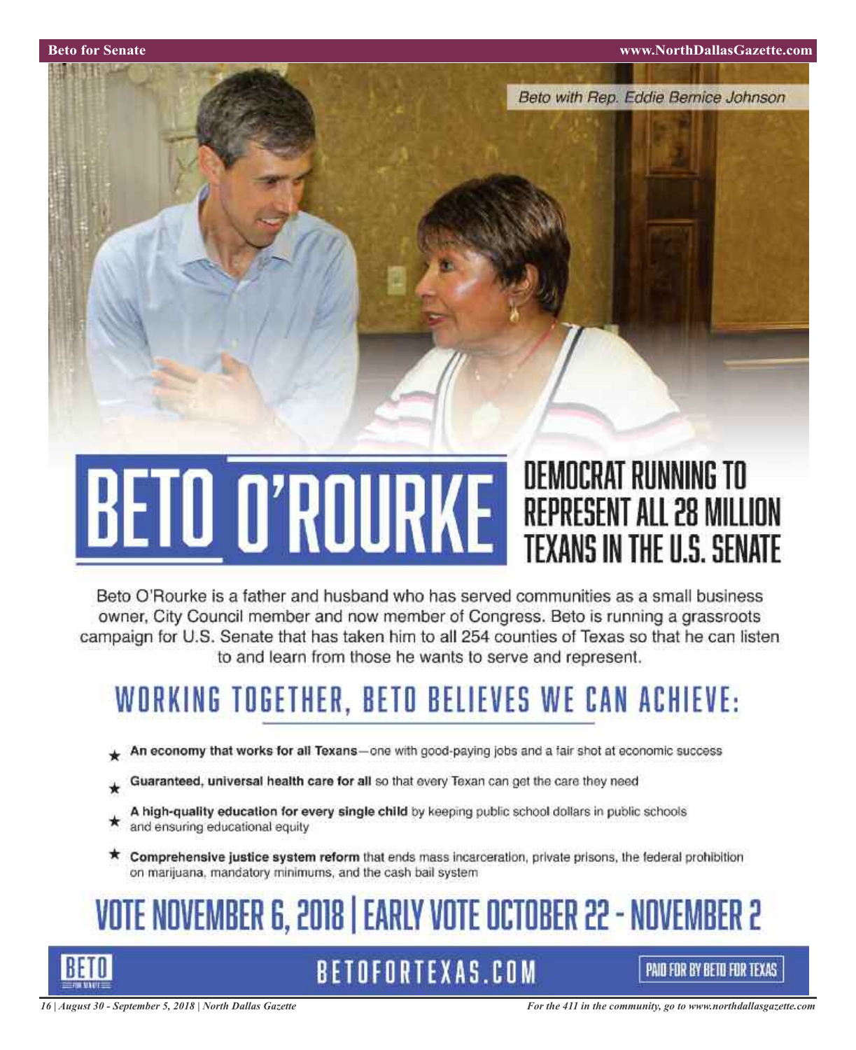Beto with Rep. Eddie Bernice Johnson

# BETO O'ROURKE

## DEMOCRAT RUNNING TO REPRESENT ALL 28 MILLION TEXANS IN THE U.S. SENATE

Beto O'Rourke is a father and husband who has served communities as a small business owner, City Council member and now member of Congress. Beto is running a grassroots campaign for U.S. Senate that has taken him to all 254 counties of Texas so that he can listen to and learn from those he wants to serve and represent.

## WORKING TOGETHER, BETO BELIEVES WE CAN ACHIEVE:

- ★ **An economy that works for all Texans**—one with good-paying jobs and a fair shot at economic success
- ★ **Guaranteed, universal health care for all** so that every Texan can get the care they need
- ★ **A high-quality education for every single child** by keeping public school dollars in public schools and ensuring educational equity
- ★ **Comprehensive justice system reform** that ends mass incarceration, private prisons, the federal prohibition on marijuana, mandatory minimums, and the cash bail system

## VOTE NOVEMBER 6, 2018 | EARLY VOTE OCTOBER 22 - NOVEMBER 2

BETO FOR SENATE

BETOFORTEXAS.COM

PAID FOR BY BETO FOR TEXAS